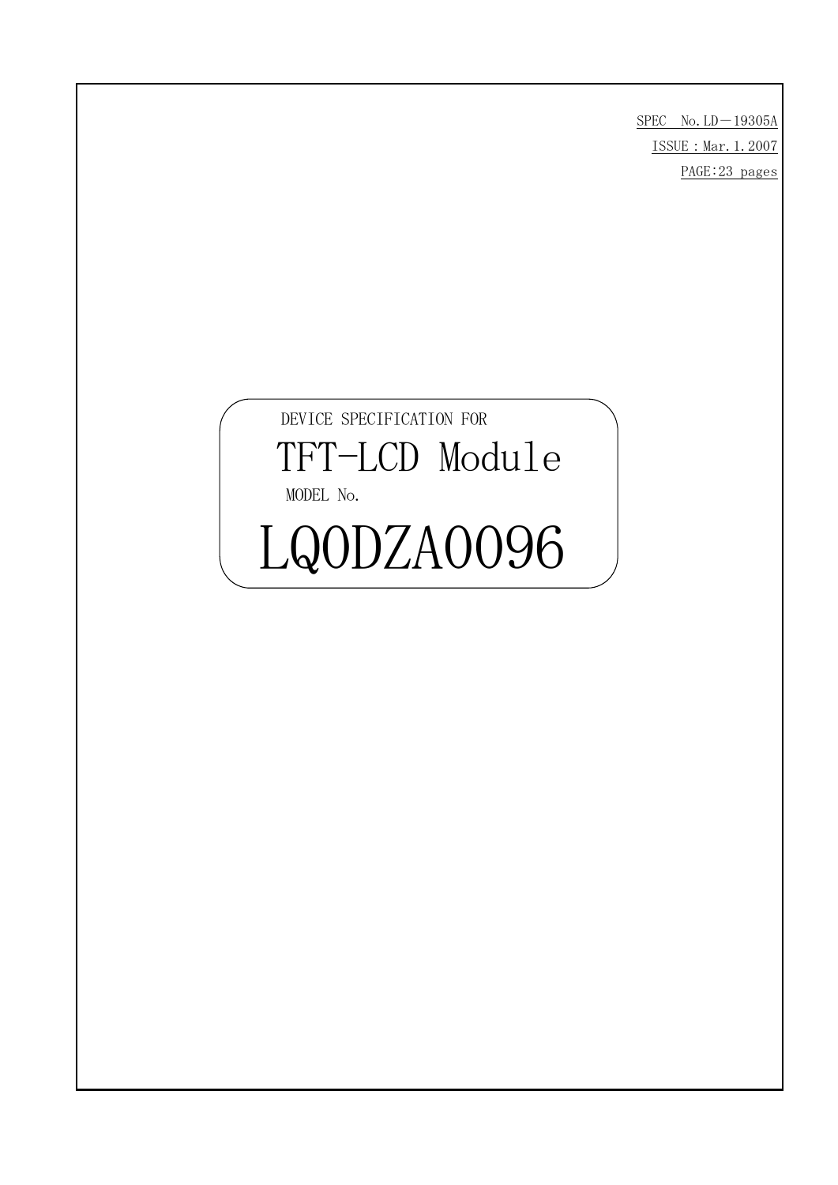SPEC No.LD－19305A

ISSUE：Mar.1.2007

PAGE:23 pages

DEVICE SPECIFICATION FOR

# TFT-LCD Module

MODEL No.

# LQ0DZA0096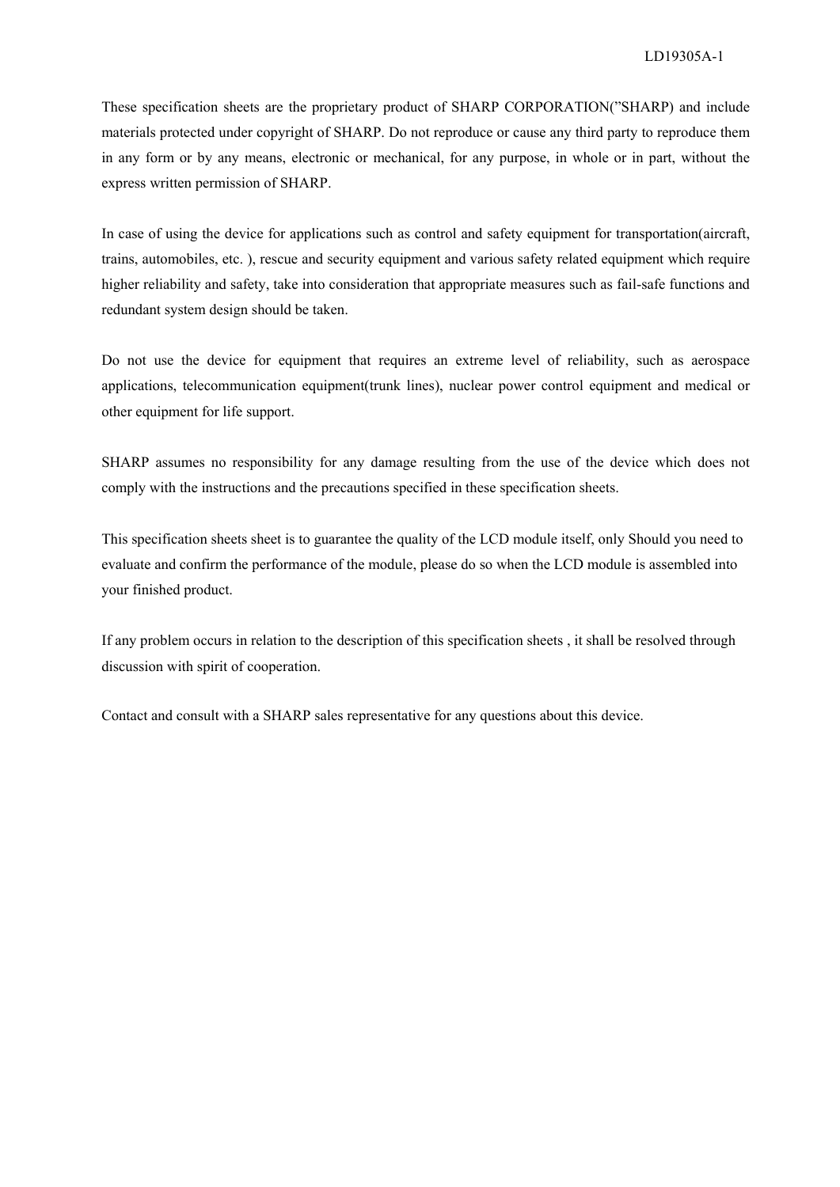These specification sheets are the proprietary product of SHARP CORPORATION(”SHARP) and include materials protected under copyright of SHARP. Do not reproduce or cause any third party to reproduce them in any form or by any means, electronic or mechanical, for any purpose, in whole or in part, without the express written permission of SHARP.

In case of using the device for applications such as control and safety equipment for transportation(aircraft, trains, automobiles, etc. ), rescue and security equipment and various safety related equipment which require higher reliability and safety, take into consideration that appropriate measures such as fail-safe functions and redundant system design should be taken.

Do not use the device for equipment that requires an extreme level of reliability, such as aerospace applications, telecommunication equipment(trunk lines), nuclear power control equipment and medical or other equipment for life support.

SHARP assumes no responsibility for any damage resulting from the use of the device which does not comply with the instructions and the precautions specified in these specification sheets.

This specification sheets sheet is to guarantee the quality of the LCD module itself, only Should you need to evaluate and confirm the performance of the module, please do so when the LCD module is assembled into your finished product.

If any problem occurs in relation to the description of this specification sheets , it shall be resolved through discussion with spirit of cooperation.

Contact and consult with a SHARP sales representative for any questions about this device.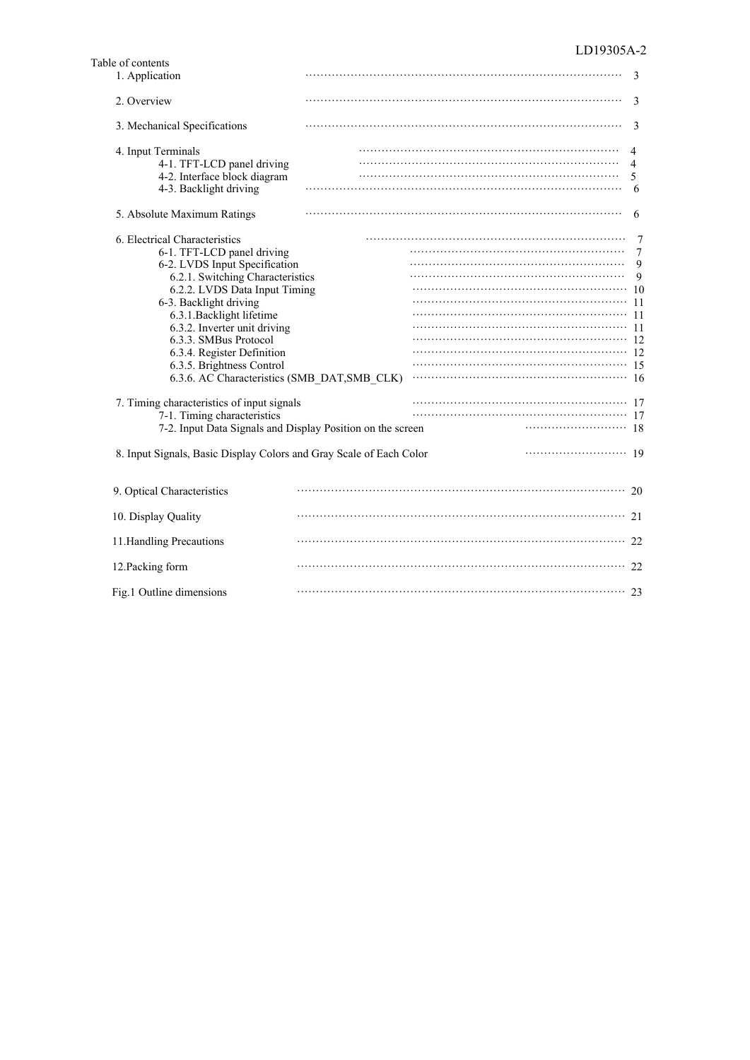Table of contents

1. Application ······························· 3

2. Overview ······························· 3

3. Mechanical Specifications ······························· 3

4. Input Terminals ······························· 4
   - 4-1. TFT-LCD panel driving ······························· 4
   - 4-2. Interface block diagram ······························· 5
   - 4-3. Backlight driving ······························· 6

5. Absolute Maximum Ratings ······························· 6

6. Electrical Characteristics ······························· 7
   - 6-1. TFT-LCD panel driving ······························· 7
   - 6-2. LVDS Input Specification ······························· 9
     - 6.2.1. Switching Characteristics ······························· 9
     - 6.2.2. LVDS Data Input Timing ······························· 10
   - 6-3. Backlight driving ······························· 11
     - 6.3.1.Backlight lifetime ······························· 11
     - 6.3.2. Inverter unit driving ······························· 11
     - 6.3.3. SMBus Protocol ······························· 12
     - 6.3.4. Register Definition ······························· 12
     - 6.3.5. Brightness Control ······························· 15
     - 6.3.6. AC Characteristics (SMB_DAT,SMB_CLK) ······························· 16

7. Timing characteristics of input signals ······························· 17
   - 7-1. Timing characteristics ······························· 17
   - 7-2. Input Data Signals and Display Position on the screen ······························· 18

8. Input Signals, Basic Display Colors and Gray Scale of Each Color ······························· 19

9. Optical Characteristics ······························· 20

10. Display Quality ······························· 21

11.Handling Precautions ······························· 22

12.Packing form ······························· 22

Fig.1 Outline dimensions ······························· 23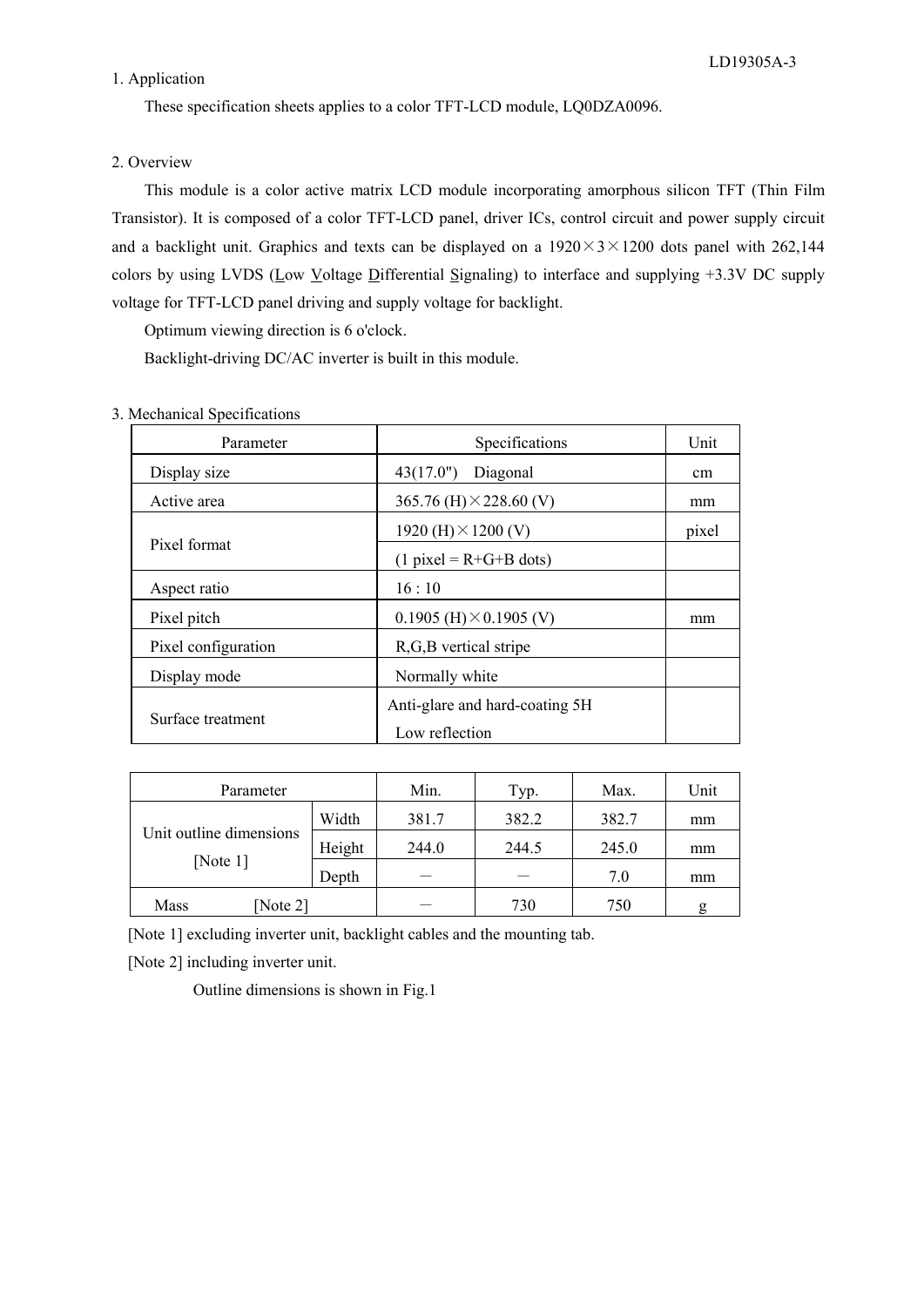## 1. Application

These specification sheets applies to a color TFT-LCD module, LQ0DZA0096.

## 2. Overview

This module is a color active matrix LCD module incorporating amorphous silicon TFT (Thin Film Transistor). It is composed of a color TFT-LCD panel, driver ICs, control circuit and power supply circuit and a backlight unit. Graphics and texts can be displayed on a 1920×3×1200 dots panel with 262,144 colors by using LVDS (Low Voltage Differential Signaling) to interface and supplying +3.3V DC supply voltage for TFT-LCD panel driving and supply voltage for backlight.

Optimum viewing direction is 6 o'clock.

Backlight-driving DC/AC inverter is built in this module.

## 3. Mechanical Specifications

| Parameter | Specifications | Unit |
|---|---|---|
| Display size | 43(17.0") Diagonal | cm |
| Active area | 365.76 (H)×228.60 (V) | mm |
| Pixel format | 1920 (H)×1200 (V) | pixel |
| | (1 pixel = R+G+B dots) | |
| Aspect ratio | 16 : 10 | |
| Pixel pitch | 0.1905 (H)×0.1905 (V) | mm |
| Pixel configuration | R,G,B vertical stripe | |
| Display mode | Normally white | |
| Surface treatment | Anti-glare and hard-coating 5H<br>Low reflection | |

| Parameter | | Min. | Typ. | Max. | Unit |
|---|---|---|---|---|---|
| Unit outline dimensions [Note 1] | Width | 381.7 | 382.2 | 382.7 | mm |
| | Height | 244.0 | 244.5 | 245.0 | mm |
| | Depth | − | − | 7.0 | mm |
| Mass [Note 2] | | − | 730 | 750 | g |

[Note 1] excluding inverter unit, backlight cables and the mounting tab.

[Note 2] including inverter unit.

Outline dimensions is shown in Fig.1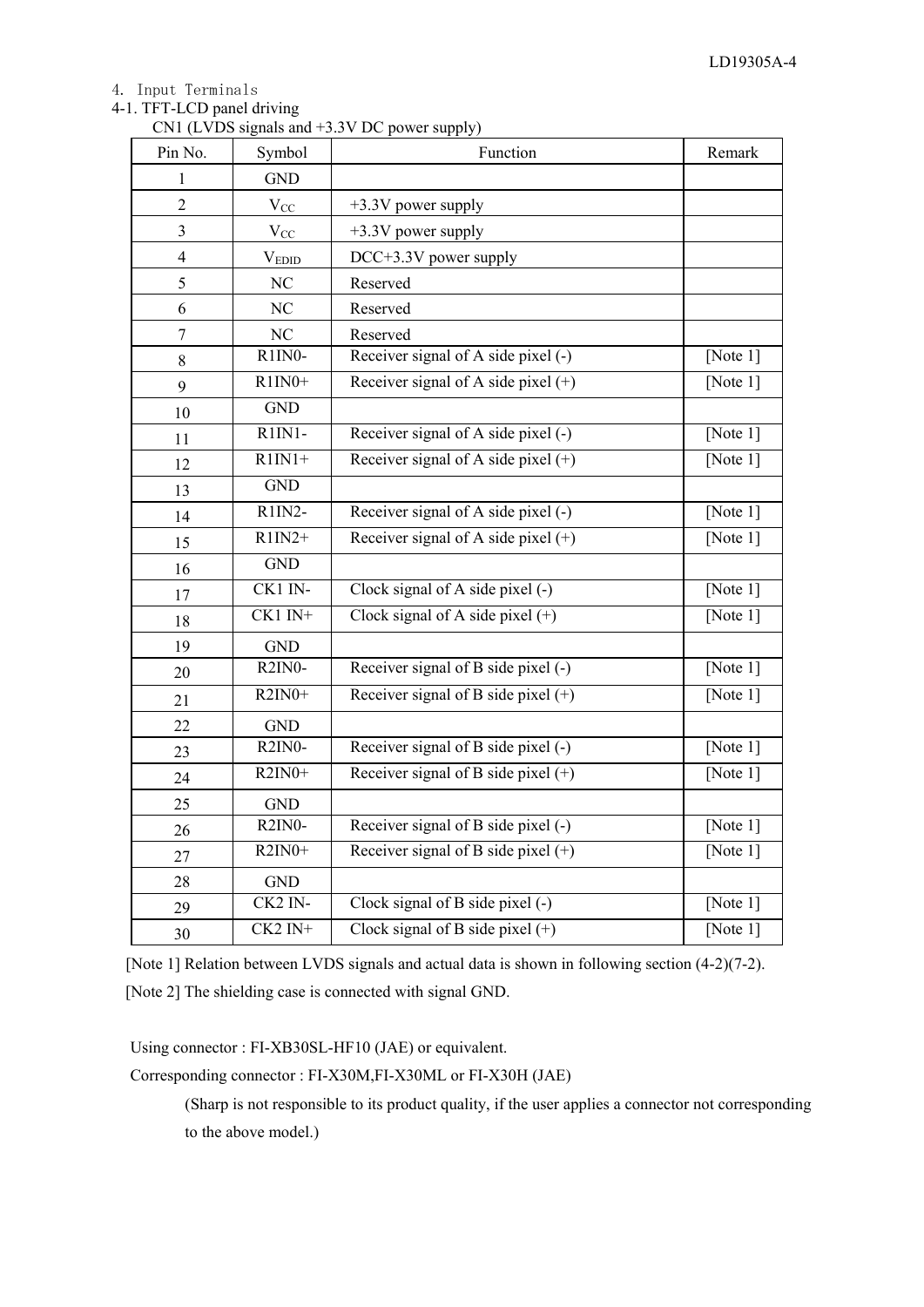4. Input Terminals

4-1. TFT-LCD panel driving

CN1 (LVDS signals and +3.3V DC power supply)

| Pin No. | Symbol | Function | Remark |
|---|---|---|---|
| 1 | GND | | |
| 2 | $V_{CC}$ | +3.3V power supply | |
| 3 | $V_{CC}$ | +3.3V power supply | |
| 4 | $V_{EDID}$ | DCC+3.3V power supply | |
| 5 | NC | Reserved | |
| 6 | NC | Reserved | |
| 7 | NC | Reserved | |
| 8 | R1IN0- | Receiver signal of A side pixel (-) | [Note 1] |
| 9 | R1IN0+ | Receiver signal of A side pixel (+) | [Note 1] |
| 10 | GND | | |
| 11 | R1IN1- | Receiver signal of A side pixel (-) | [Note 1] |
| 12 | R1IN1+ | Receiver signal of A side pixel (+) | [Note 1] |
| 13 | GND | | |
| 14 | R1IN2- | Receiver signal of A side pixel (-) | [Note 1] |
| 15 | R1IN2+ | Receiver signal of A side pixel (+) | [Note 1] |
| 16 | GND | | |
| 17 | CK1 IN- | Clock signal of A side pixel (-) | [Note 1] |
| 18 | CK1 IN+ | Clock signal of A side pixel (+) | [Note 1] |
| 19 | GND | | |
| 20 | R2IN0- | Receiver signal of B side pixel (-) | [Note 1] |
| 21 | R2IN0+ | Receiver signal of B side pixel (+) | [Note 1] |
| 22 | GND | | |
| 23 | R2IN0- | Receiver signal of B side pixel (-) | [Note 1] |
| 24 | R2IN0+ | Receiver signal of B side pixel (+) | [Note 1] |
| 25 | GND | | |
| 26 | R2IN0- | Receiver signal of B side pixel (-) | [Note 1] |
| 27 | R2IN0+ | Receiver signal of B side pixel (+) | [Note 1] |
| 28 | GND | | |
| 29 | CK2 IN- | Clock signal of B side pixel (-) | [Note 1] |
| 30 | CK2 IN+ | Clock signal of B side pixel (+) | [Note 1] |

[Note 1] Relation between LVDS signals and actual data is shown in following section (4-2)(7-2).

[Note 2] The shielding case is connected with signal GND.

Using connector : FI-XB30SL-HF10 (JAE) or equivalent.

Corresponding connector : FI-X30M,FI-X30ML or FI-X30H (JAE)

(Sharp is not responsible to its product quality, if the user applies a connector not corresponding to the above model.)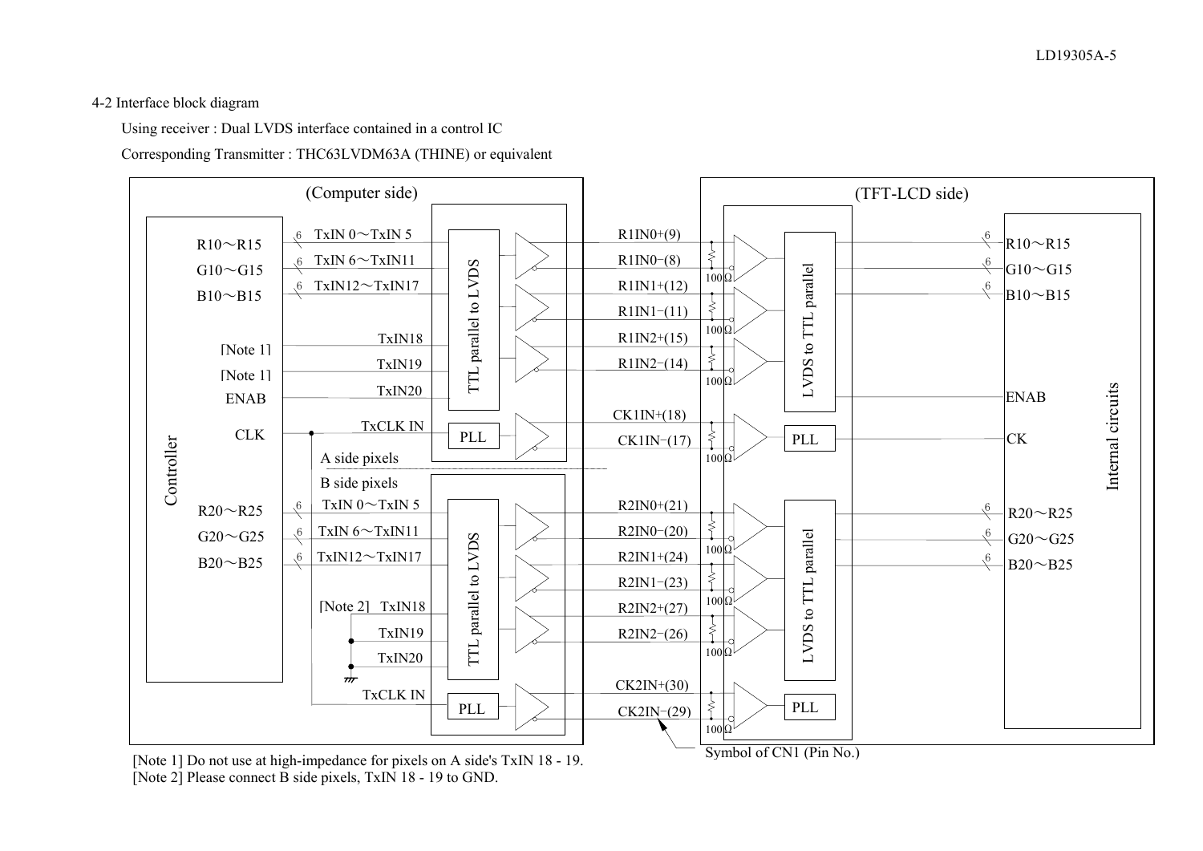4-2 Interface block diagram

Using receiver : Dual LVDS interface contained in a control IC

Corresponding Transmitter : THC63LVDM63A (THINE) or equivalent

(Computer side)

Controller

R10～R15 — TxIN 0～TxIN 5
G10～G15 — TxIN 6～TxIN11
B10～B15 — TxIN12～TxIN17
[Note 1] — TxIN18
[Note 1] — TxIN19
ENAB — TxIN20
CLK — TxCLK IN

TTL parallel to LVDS
PLL

A side pixels

B side pixels

R20～R25 — TxIN 0～TxIN 5
G20～G25 — TxIN 6～TxIN11
B20～B25 — TxIN12～TxIN17
[Note 2] TxIN18
TxIN19
TxIN20
TxCLK IN

TTL parallel to LVDS
PLL

R1IN0+(9)
R1IN0−(8)
R1IN1+(12)
R1IN1−(11)
R1IN2+(15)
R1IN2−(14)
CK1IN+(18)
CK1IN−(17)
R2IN0+(21)
R2IN0−(20)
R2IN1+(24)
R2IN1−(23)
R2IN2+(27)
R2IN2−(26)
CK2IN+(30)
CK2IN−(29)

100Ω

(TFT-LCD side)

LVDS to TTL parallel
PLL

LVDS to TTL parallel
PLL

Internal circuits

R10～R15
G10～G15
B10～B15
ENAB
CK
R20～R25
G20～G25
B20～B25

Symbol of CN1 (Pin No.)

[Note 1] Do not use at high-impedance for pixels on A side's TxIN 18 - 19.
[Note 2] Please connect B side pixels, TxIN 18 - 19 to GND.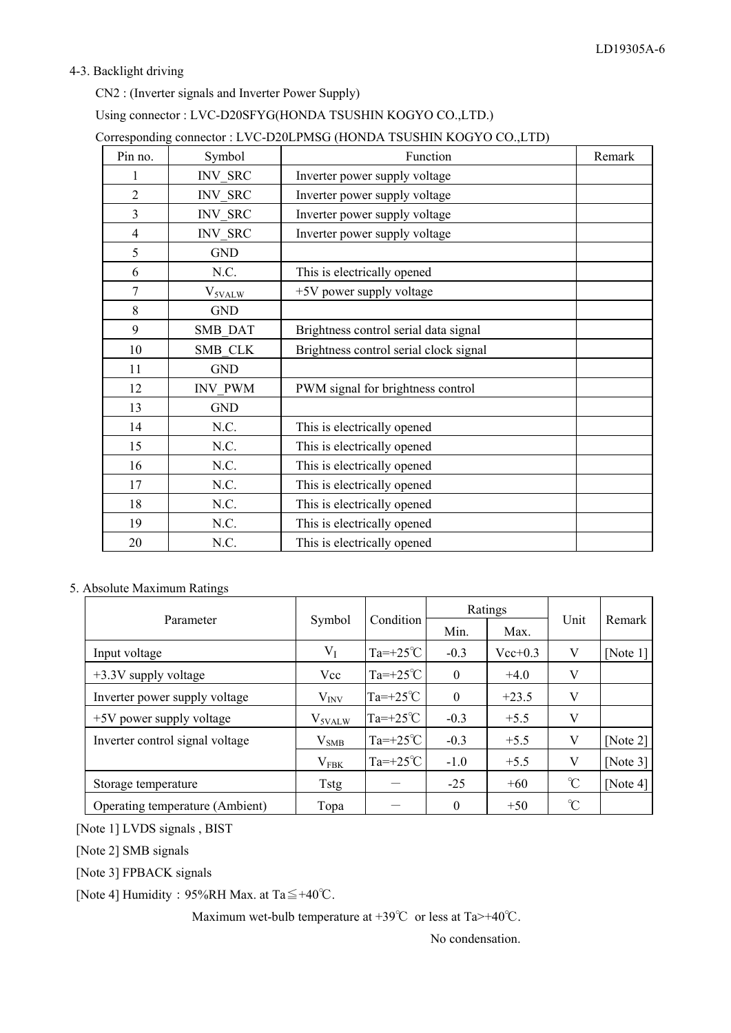### 4-3. Backlight driving

CN2 : (Inverter signals and Inverter Power Supply)

Using connector : LVC-D20SFYG(HONDA TSUSHIN KOGYO CO.,LTD.)

Corresponding connector : LVC-D20LPMSG (HONDA TSUSHIN KOGYO CO.,LTD)

| Pin no. | Symbol | Function | Remark |
|---|---|---|---|
| 1 | INV_SRC | Inverter power supply voltage | |
| 2 | INV_SRC | Inverter power supply voltage | |
| 3 | INV_SRC | Inverter power supply voltage | |
| 4 | INV_SRC | Inverter power supply voltage | |
| 5 | GND | | |
| 6 | N.C. | This is electrically opened | |
| 7 | $V_{5VALW}$ | +5V power supply voltage | |
| 8 | GND | | |
| 9 | SMB_DAT | Brightness control serial data signal | |
| 10 | SMB_CLK | Brightness control serial clock signal | |
| 11 | GND | | |
| 12 | INV_PWM | PWM signal for brightness control | |
| 13 | GND | | |
| 14 | N.C. | This is electrically opened | |
| 15 | N.C. | This is electrically opened | |
| 16 | N.C. | This is electrically opened | |
| 17 | N.C. | This is electrically opened | |
| 18 | N.C. | This is electrically opened | |
| 19 | N.C. | This is electrically opened | |
| 20 | N.C. | This is electrically opened | |

## 5. Absolute Maximum Ratings

| Parameter | Symbol | Condition | Ratings | | Unit | Remark |
|---|---|---|---|---|---|---|
| | | | Min. | Max. | | |
| Input voltage | $V_I$ | Ta=+25℃ | -0.3 | Vcc+0.3 | V | [Note 1] |
| +3.3V supply voltage | Vcc | Ta=+25℃ | 0 | +4.0 | V | |
| Inverter power supply voltage | $V_{INV}$ | Ta=+25℃ | 0 | +23.5 | V | |
| +5V power supply voltage | $V_{5VALW}$ | Ta=+25℃ | -0.3 | +5.5 | V | |
| Inverter control signal voltage | $V_{SMB}$ | Ta=+25℃ | -0.3 | +5.5 | V | [Note 2] |
| | $V_{FBK}$ | Ta=+25℃ | -1.0 | +5.5 | V | [Note 3] |
| Storage temperature | Tstg | － | -25 | +60 | ℃ | [Note 4] |
| Operating temperature (Ambient) | Topa | － | 0 | +50 | ℃ | |

[Note 1] LVDS signals , BIST

[Note 2] SMB signals

[Note 3] FPBACK signals

[Note 4] Humidity：95%RH Max. at Ta≦+40℃.

Maximum wet-bulb temperature at +39℃ or less at Ta>+40℃.

No condensation.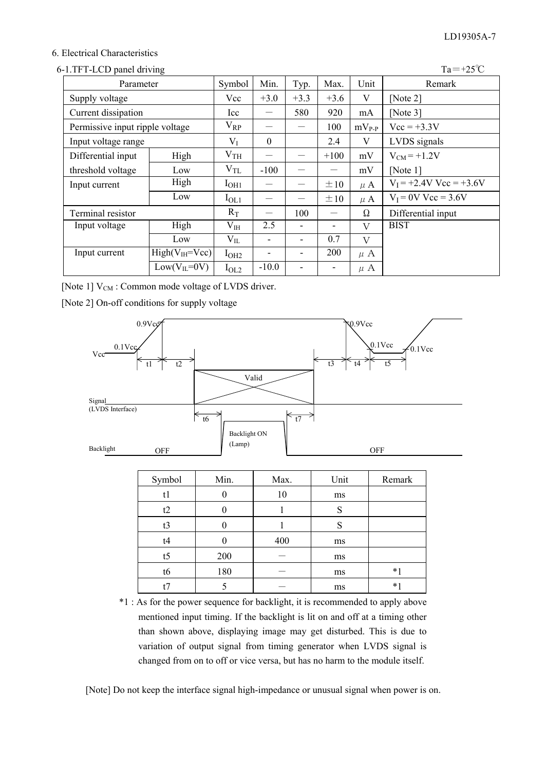## 6. Electrical Characteristics

### 6-1.TFT-LCD panel driving

Ta＝+25℃

| Parameter | | Symbol | Min. | Typ. | Max. | Unit | Remark |
|---|---|---|---|---|---|---|---|
| Supply voltage | | Vcc | +3.0 | +3.3 | +3.6 | V | [Note 2] |
| Current dissipation | | Icc | － | 580 | 920 | mA | [Note 3] |
| Permissive input ripple voltage | | $V_{RP}$ | － | － | 100 | $mV_{P-P}$ | Vcc = +3.3V |
| Input voltage range | | $V_I$ | 0 | | 2.4 | V | LVDS signals |
| Differential input threshold voltage | High | $V_{TH}$ | － | － | +100 | mV | $V_{CM}$ = +1.2V [Note 1] |
| | Low | $V_{TL}$ | -100 | － | － | mV | |
| Input current | High | $I_{OH1}$ | － | － | ±10 | μA | $V_I$ = +2.4V Vcc = +3.6V |
| | Low | $I_{OL1}$ | － | － | ±10 | μA | $V_I$ = 0V Vcc = 3.6V |
| Terminal resistor | | $R_T$ | － | 100 | － | Ω | Differential input |
| Input voltage | High | $V_{IH}$ | 2.5 | - | - | V | BIST |
| | Low | $V_{IL}$ | - | - | 0.7 | V | |
| Input current | High($V_{IH}$=Vcc) | $I_{OH2}$ | - | - | 200 | μA | |
| | Low($V_{IL}$=0V) | $I_{OL2}$ | -10.0 | - | - | μA | |

[Note 1] $V_{CM}$ : Common mode voltage of LVDS driver.

[Note 2] On-off conditions for supply voltage

| Symbol | Min. | Max. | Unit | Remark |
|---|---|---|---|---|
| t1 | 0 | 10 | ms | |
| t2 | 0 | 1 | S | |
| t3 | 0 | 1 | S | |
| t4 | 0 | 400 | ms | |
| t5 | 200 | － | ms | |
| t6 | 180 | － | ms | *1 |
| t7 | 5 | － | ms | *1 |

*1 : As for the power sequence for backlight, it is recommended to apply above mentioned input timing. If the backlight is lit on and off at a timing other than shown above, displaying image may get disturbed. This is due to variation of output signal from timing generator when LVDS signal is changed from on to off or vice versa, but has no harm to the module itself.

[Note] Do not keep the interface signal high-impedance or unusual signal when power is on.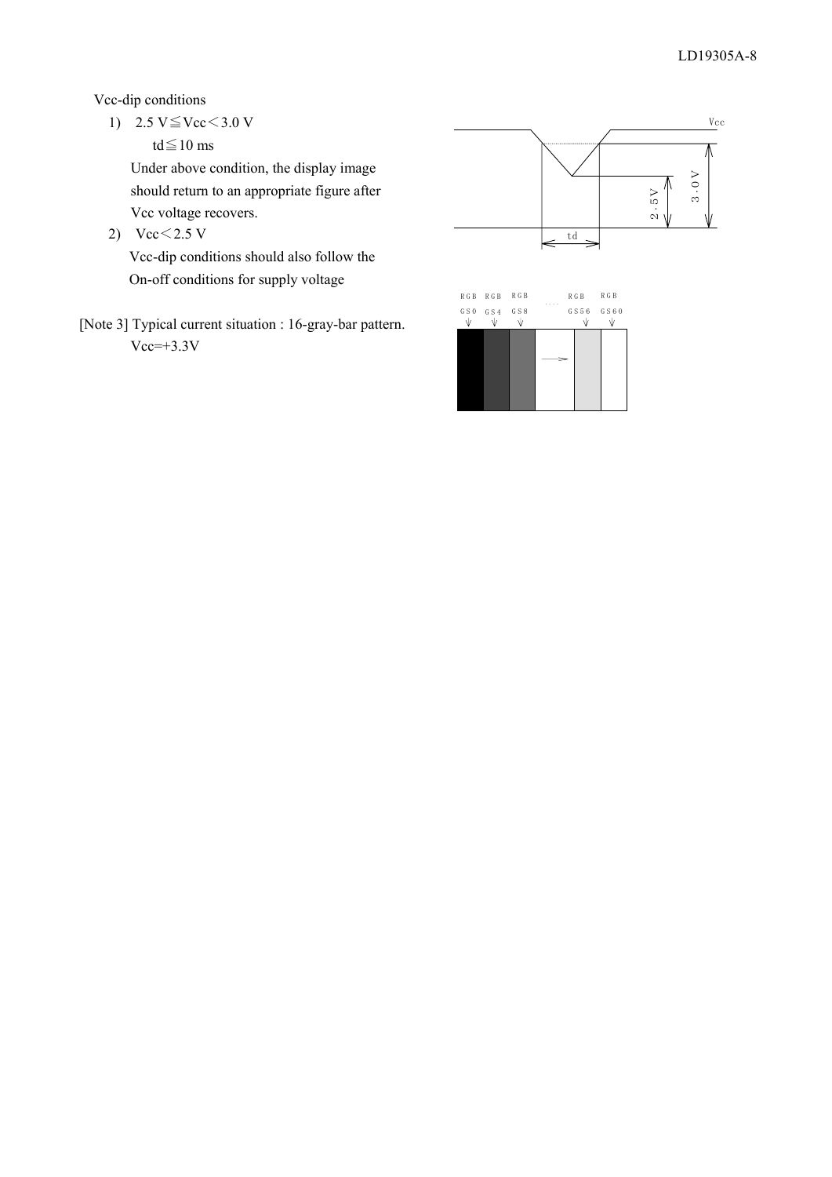Vcc-dip conditions

1) 2.5 V≦Vcc＜3.0 V

   td≦10 ms

   Under above condition, the display image should return to an appropriate figure after Vcc voltage recovers.

2) Vcc＜2.5 V

   Vcc-dip conditions should also follow the On-off conditions for supply voltage

[Note 3] Typical current situation : 16-gray-bar pattern.
Vcc=+3.3V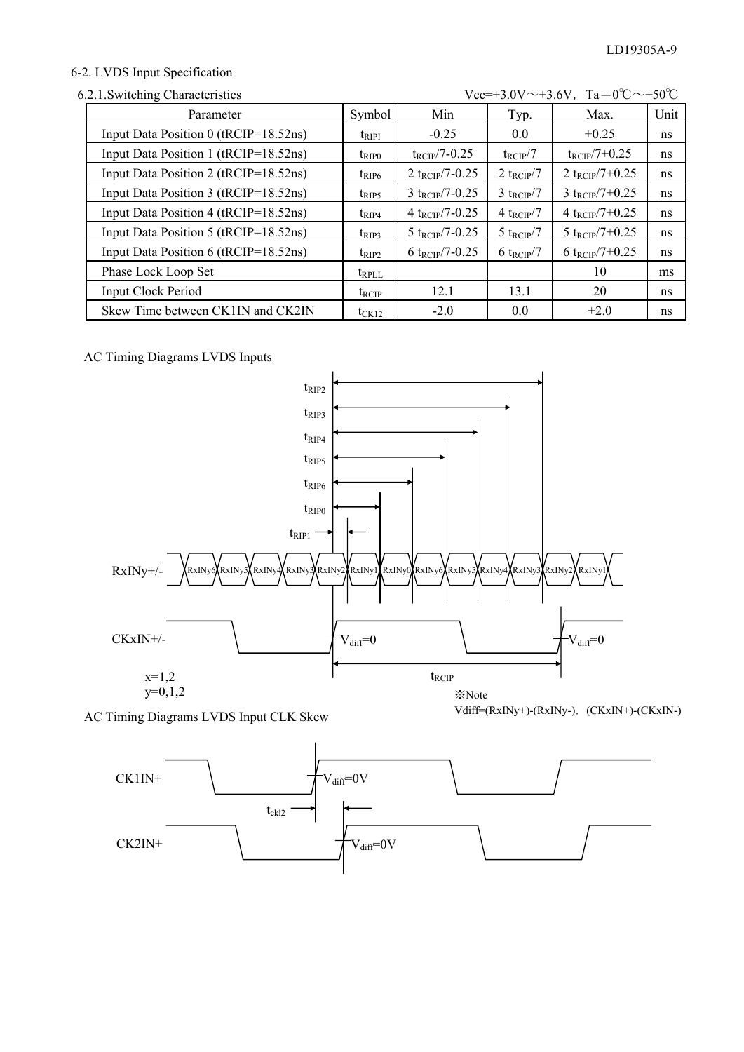## 6-2. LVDS Input Specification

### 6.2.1.Switching Characteristics

Vcc=+3.0V～+3.6V,　Ta＝0℃～+50℃

| Parameter | Symbol | Min | Typ. | Max. | Unit |
|---|---|---|---|---|---|
| Input Data Position 0 (tRCIP=18.52ns) | $t_{RIPI}$ | -0.25 | 0.0 | +0.25 | ns |
| Input Data Position 1 (tRCIP=18.52ns) | $t_{RIP0}$ | $t_{RCIP}/7$-0.25 | $t_{RCIP}/7$ | $t_{RCIP}/7$+0.25 | ns |
| Input Data Position 2 (tRCIP=18.52ns) | $t_{RIP6}$ | 2 $t_{RCIP}/7$-0.25 | 2 $t_{RCIP}/7$ | 2 $t_{RCIP}/7$+0.25 | ns |
| Input Data Position 3 (tRCIP=18.52ns) | $t_{RIP5}$ | 3 $t_{RCIP}/7$-0.25 | 3 $t_{RCIP}/7$ | 3 $t_{RCIP}/7$+0.25 | ns |
| Input Data Position 4 (tRCIP=18.52ns) | $t_{RIP4}$ | 4 $t_{RCIP}/7$-0.25 | 4 $t_{RCIP}/7$ | 4 $t_{RCIP}/7$+0.25 | ns |
| Input Data Position 5 (tRCIP=18.52ns) | $t_{RIP3}$ | 5 $t_{RCIP}/7$-0.25 | 5 $t_{RCIP}/7$ | 5 $t_{RCIP}/7$+0.25 | ns |
| Input Data Position 6 (tRCIP=18.52ns) | $t_{RIP2}$ | 6 $t_{RCIP}/7$-0.25 | 6 $t_{RCIP}/7$ | 6 $t_{RCIP}/7$+0.25 | ns |
| Phase Lock Loop Set | $t_{RPLL}$ | | | 10 | ms |
| Input Clock Period | $t_{RCIP}$ | 12.1 | 13.1 | 20 | ns |
| Skew Time between CK1IN and CK2IN | $t_{CK12}$ | -2.0 | 0.0 | +2.0 | ns |

AC Timing Diagrams LVDS Inputs

$t_{RIP2}$, $t_{RIP3}$, $t_{RIP4}$, $t_{RIP5}$, $t_{RIP6}$, $t_{RIP0}$, $t_{RIP1}$

RxINy+/- : RxINy6 RxINy5 RxINy4 RxINy3 RxINy2 RxINy1 RxINy0 RxINy6 RxINy5 RxINy4 RxINy3 RxINy2 RxINy1

CKxIN+/- : $V_{diff}$=0 … $V_{diff}$=0

$t_{RCIP}$

x=1,2
y=0,1,2

※Note
Vdiff=(RxINy+)-(RxINy-),　(CKxIN+)-(CKxIN-)

AC Timing Diagrams LVDS Input CLK Skew

CK1IN+ : $V_{diff}$=0V

$t_{ckl2}$

CK2IN+ : $V_{diff}$=0V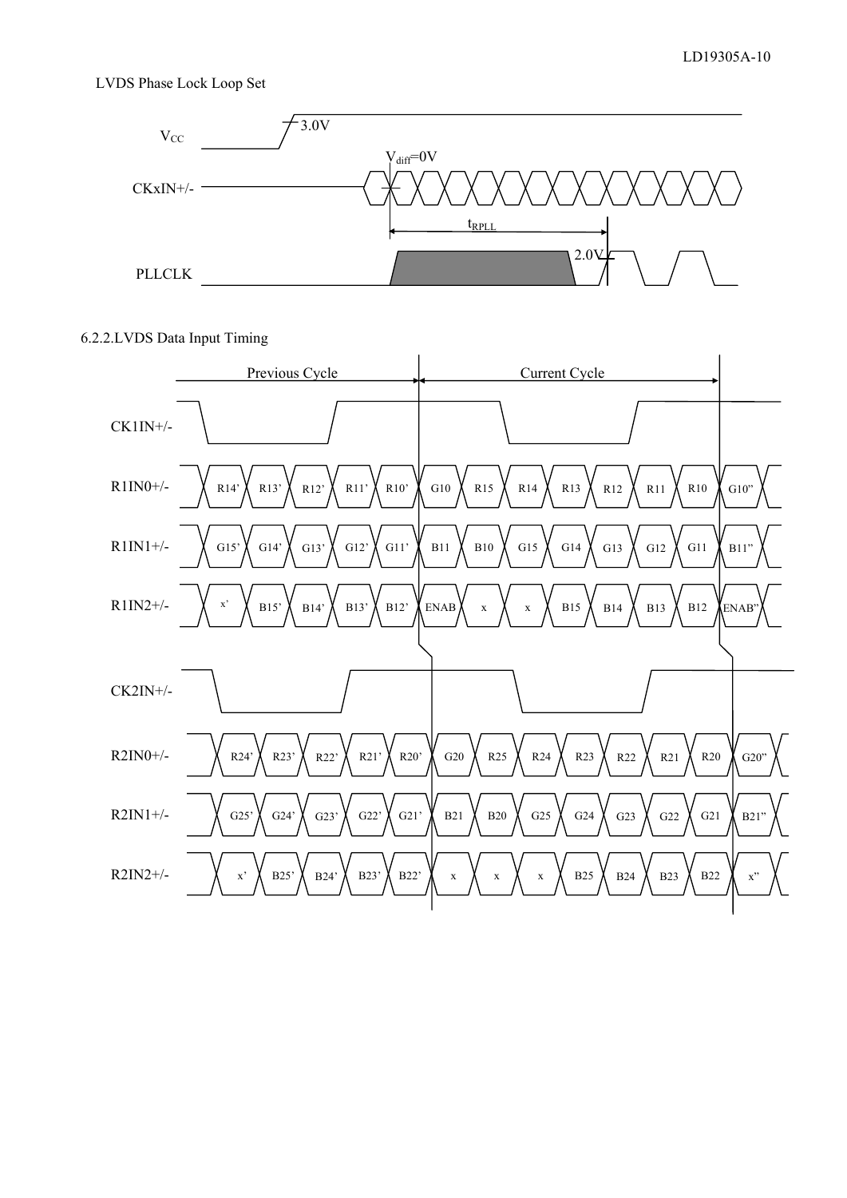LVDS Phase Lock Loop Set

$V_{CC}$ 3.0V

CKxIN+/- $V_{diff}$=0V

$t_{RPLL}$

PLLCLK 2.0V

6.2.2.LVDS Data Input Timing

Previous Cycle | Current Cycle

CK1IN+/-

R1IN0+/- R14’ R13’ R12’ R11’ R10’ G10 R15 R14 R13 R12 R11 R10 G10”

R1IN1+/- G15’ G14’ G13’ G12’ G11’ B11 B10 G15 G14 G13 G12 G11 B11”

R1IN2+/- x’ B15’ B14’ B13’ B12’ ENAB x x B15 B14 B13 B12 ENAB”

CK2IN+/-

R2IN0+/- R24’ R23’ R22’ R21’ R20’ G20 R25 R24 R23 R22 R21 R20 G20”

R2IN1+/- G25’ G24’ G23’ G22’ G21’ B21 B20 G25 G24 G23 G22 G21 B21”

R2IN2+/- x’ B25’ B24’ B23’ B22’ x x x B25 B24 B23 B22 x”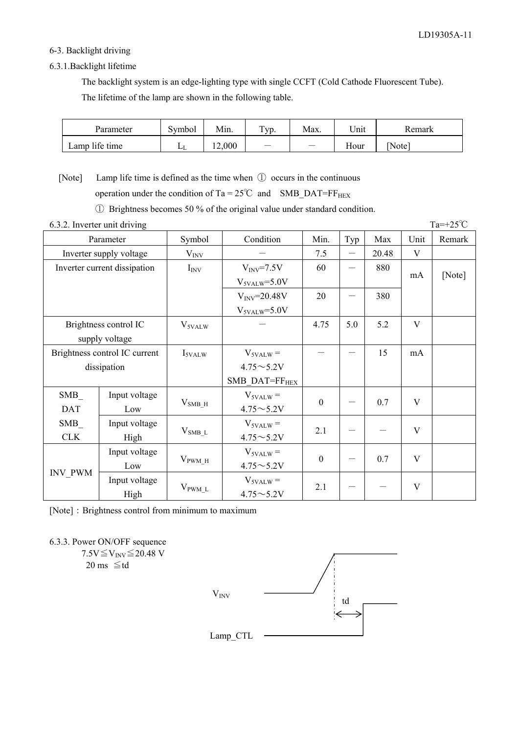### 6-3. Backlight driving

#### 6.3.1.Backlight lifetime

The backlight system is an edge-lighting type with single CCFT (Cold Cathode Fluorescent Tube).
The lifetime of the lamp are shown in the following table.

| Parameter | Symbol | Min. | Typ. | Max. | Unit | Remark |
|---|---|---|---|---|---|---|
| Lamp life time | $L_L$ | 12,000 | － | － | Hour | [Note] |

[Note] Lamp life time is defined as the time when ① occurs in the continuous operation under the condition of Ta = 25℃ and SMB_DAT=$FF_{HEX}$

① Brightness becomes 50 % of the original value under standard condition.

#### 6.3.2. Inverter unit driving

Ta=+25℃

| Parameter | | Symbol | Condition | Min. | Typ | Max | Unit | Remark |
|---|---|---|---|---|---|---|---|---|
| Inverter supply voltage | | $V_{INV}$ | － | 7.5 | － | 20.48 | V | |
| Inverter current dissipation | | $I_{INV}$ | $V_{INV}$=7.5V $V_{5VALW}$=5.0V | 60 | － | 880 | mA | [Note] |
| | | | $V_{INV}$=20.48V $V_{5VALW}$=5.0V | 20 | － | 380 | | |
| Brightness control IC supply voltage | | $V_{5VALW}$ | － | 4.75 | 5.0 | 5.2 | V | |
| Brightness control IC current dissipation | | $I_{5VALW}$ | $V_{5VALW}$ = 4.75～5.2V SMB_DAT=$FF_{HEX}$ | － | － | 15 | mA | |
| SMB_ DAT SMB_ CLK | Input voltage Low | $V_{SMB\_H}$ | $V_{5VALW}$ = 4.75～5.2V | 0 | － | 0.7 | V | |
| | Input voltage High | $V_{SMB\_L}$ | $V_{5VALW}$ = 4.75～5.2V | 2.1 | － | － | V | |
| INV_PWM | Input voltage Low | $V_{PWM\_H}$ | $V_{5VALW}$ = 4.75～5.2V | 0 | － | 0.7 | V | |
| | Input voltage High | $V_{PWM\_L}$ | $V_{5VALW}$ = 4.75～5.2V | 2.1 | － | － | V | |

[Note]：Brightness control from minimum to maximum

#### 6.3.3. Power ON/OFF sequence

$7.5V \leqq V_{INV} \leqq 20.48$ V

20 ms ≦td

$V_{INV}$

td

Lamp_CTL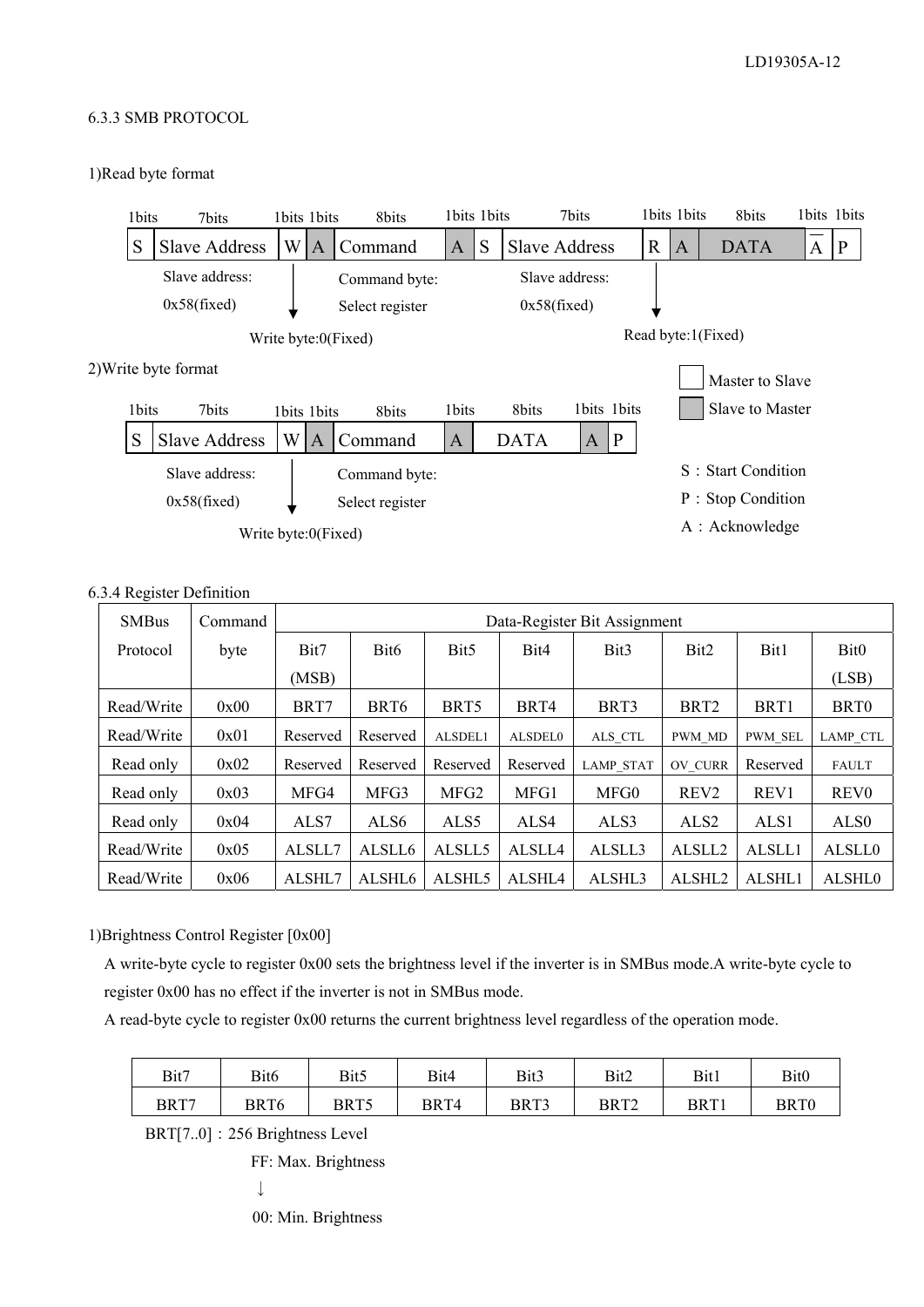### 6.3.3 SMB PROTOCOL

1)Read byte format

| 1bits | 7bits | 1bits | 1bits | 8bits | 1bits | 1bits | 7bits | 1bits | 1bits | 8bits | 1bits | 1bits |
|---|---|---|---|---|---|---|---|---|---|---|---|---|
| S | Slave Address | W | A | Command | A | S | Slave Address | R | A | DATA | $\overline{A}$ | P |

Slave address: 0x58(fixed)

Write byte:0(Fixed)

Command byte: Select register

Slave address: 0x58(fixed)

Read byte:1(Fixed)

2)Write byte format

| 1bits | 7bits | 1bits | 1bits | 8bits | 1bits | 8bits | 1bits | 1bits |
|---|---|---|---|---|---|---|---|---|
| S | Slave Address | W | A | Command | A | DATA | A | P |

Slave address: 0x58(fixed)

Write byte:0(Fixed)

Command byte: Select register

Master to Slave

Slave to Master

S：Start Condition

P：Stop Condition

A：Acknowledge

### 6.3.4 Register Definition

| SMBus Protocol | Command byte | Bit7 (MSB) | Bit6 | Bit5 | Bit4 | Bit3 | Bit2 | Bit1 | Bit0 (LSB) |
|---|---|---|---|---|---|---|---|---|---|
| Read/Write | 0x00 | BRT7 | BRT6 | BRT5 | BRT4 | BRT3 | BRT2 | BRT1 | BRT0 |
| Read/Write | 0x01 | Reserved | Reserved | ALSDEL1 | ALSDEL0 | ALS_CTL | PWM_MD | PWM_SEL | LAMP_CTL |
| Read only | 0x02 | Reserved | Reserved | Reserved | Reserved | LAMP_STAT | OV_CURR | Reserved | FAULT |
| Read only | 0x03 | MFG4 | MFG3 | MFG2 | MFG1 | MFG0 | REV2 | REV1 | REV0 |
| Read only | 0x04 | ALS7 | ALS6 | ALS5 | ALS4 | ALS3 | ALS2 | ALS1 | ALS0 |
| Read/Write | 0x05 | ALSLL7 | ALSLL6 | ALSLL5 | ALSLL4 | ALSLL3 | ALSLL2 | ALSLL1 | ALSLL0 |
| Read/Write | 0x06 | ALSHL7 | ALSHL6 | ALSHL5 | ALSHL4 | ALSHL3 | ALSHL2 | ALSHL1 | ALSHL0 |

(Data-Register Bit Assignment: Bit7 through Bit0)

1)Brightness Control Register [0x00]

A write-byte cycle to register 0x00 sets the brightness level if the inverter is in SMBus mode.A write-byte cycle to register 0x00 has no effect if the inverter is not in SMBus mode.

A read-byte cycle to register 0x00 returns the current brightness level regardless of the operation mode.

| Bit7 | Bit6 | Bit5 | Bit4 | Bit3 | Bit2 | Bit1 | Bit0 |
|---|---|---|---|---|---|---|---|
| BRT7 | BRT6 | BRT5 | BRT4 | BRT3 | BRT2 | BRT1 | BRT0 |

BRT[7..0]：256 Brightness Level

FF: Max. Brightness

↓

00: Min. Brightness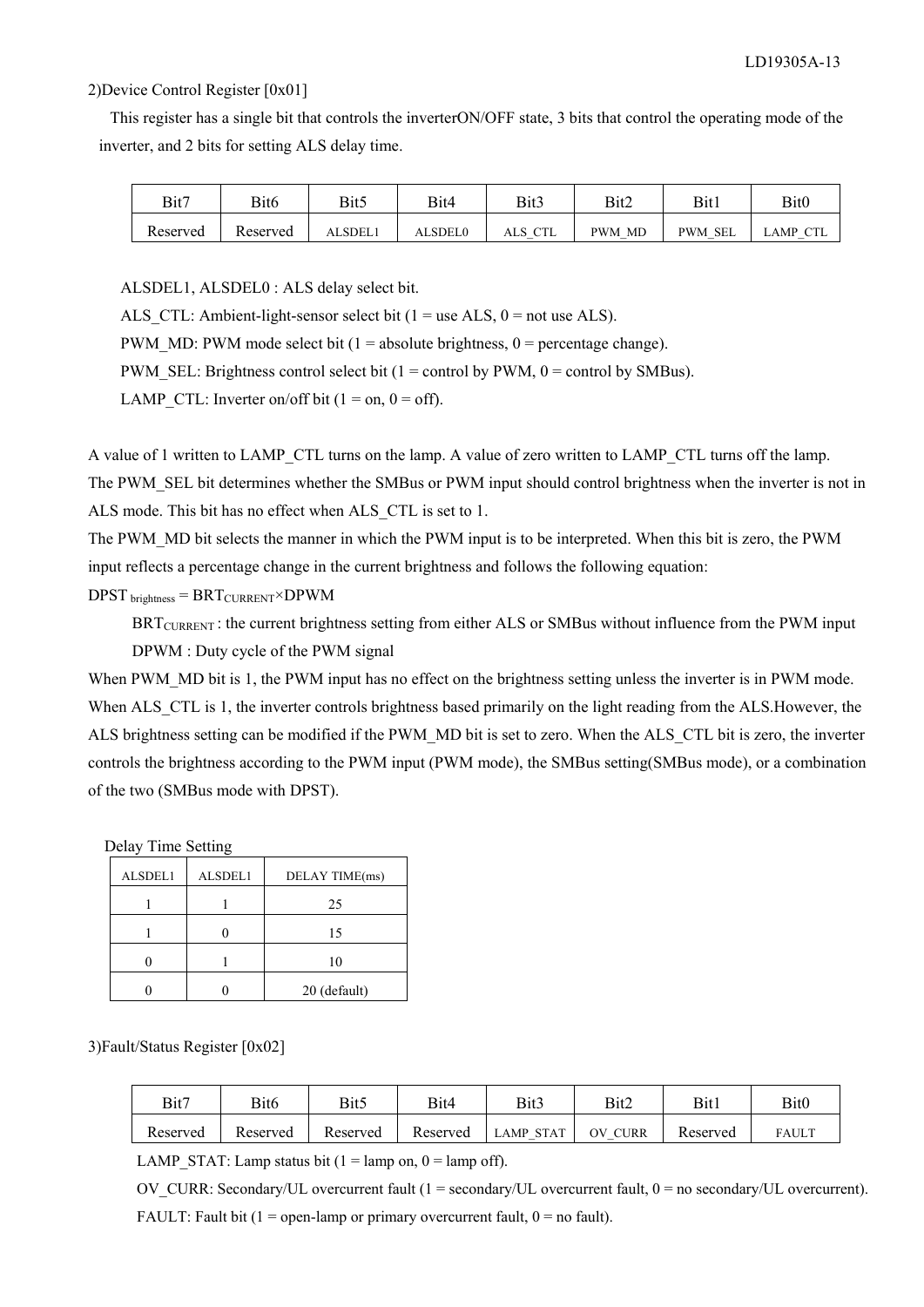2)Device Control Register [0x01]

This register has a single bit that controls the inverterON/OFF state, 3 bits that control the operating mode of the inverter, and 2 bits for setting ALS delay time.

| Bit7 | Bit6 | Bit5 | Bit4 | Bit3 | Bit2 | Bit1 | Bit0 |
|---|---|---|---|---|---|---|---|
| Reserved | Reserved | ALSDEL1 | ALSDEL0 | ALS_CTL | PWM_MD | PWM_SEL | LAMP_CTL |

ALSDEL1, ALSDEL0 : ALS delay select bit.

ALS_CTL: Ambient-light-sensor select bit (1 = use ALS, 0 = not use ALS).

PWM_MD: PWM mode select bit (1 = absolute brightness, 0 = percentage change).

PWM_SEL: Brightness control select bit (1 = control by PWM, 0 = control by SMBus).

LAMP_CTL: Inverter on/off bit (1 = on, 0 = off).

A value of 1 written to LAMP_CTL turns on the lamp. A value of zero written to LAMP_CTL turns off the lamp.
The PWM_SEL bit determines whether the SMBus or PWM input should control brightness when the inverter is not in ALS mode. This bit has no effect when ALS_CTL is set to 1.
The PWM_MD bit selects the manner in which the PWM input is to be interpreted. When this bit is zero, the PWM input reflects a percentage change in the current brightness and follows the following equation:

$DPST_{brightness} = BRT_{CURRENT} \times DPWM$

$BRT_{CURRENT}$ : the current brightness setting from either ALS or SMBus without influence from the PWM input

DPWM : Duty cycle of the PWM signal

When PWM_MD bit is 1, the PWM input has no effect on the brightness setting unless the inverter is in PWM mode.
When ALS_CTL is 1, the inverter controls brightness based primarily on the light reading from the ALS.However, the ALS brightness setting can be modified if the PWM_MD bit is set to zero. When the ALS_CTL bit is zero, the inverter controls the brightness according to the PWM input (PWM mode), the SMBus setting(SMBus mode), or a combination of the two (SMBus mode with DPST).

Delay Time Setting

| ALSDEL1 | ALSDEL1 | DELAY TIME(ms) |
|---|---|---|
| 1 | 1 | 25 |
| 1 | 0 | 15 |
| 0 | 1 | 10 |
| 0 | 0 | 20 (default) |

3)Fault/Status Register [0x02]

| Bit7 | Bit6 | Bit5 | Bit4 | Bit3 | Bit2 | Bit1 | Bit0 |
|---|---|---|---|---|---|---|---|
| Reserved | Reserved | Reserved | Reserved | LAMP_STAT | OV_CURR | Reserved | FAULT |

LAMP_STAT: Lamp status bit (1 = lamp on, 0 = lamp off).

OV_CURR: Secondary/UL overcurrent fault (1 = secondary/UL overcurrent fault, 0 = no secondary/UL overcurrent).

FAULT: Fault bit (1 = open-lamp or primary overcurrent fault, 0 = no fault).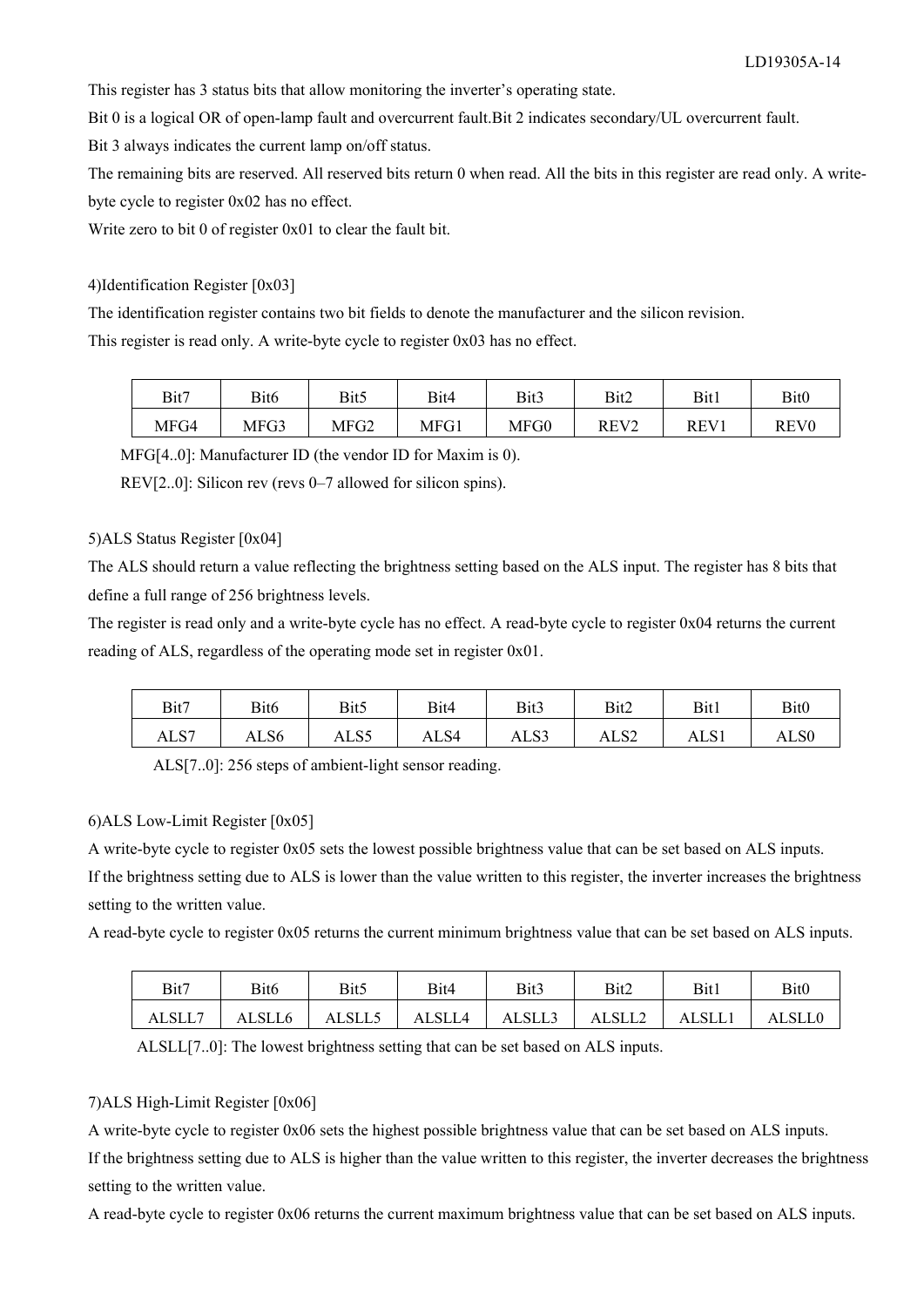This register has 3 status bits that allow monitoring the inverter's operating state.

Bit 0 is a logical OR of open-lamp fault and overcurrent fault.Bit 2 indicates secondary/UL overcurrent fault.

Bit 3 always indicates the current lamp on/off status.

The remaining bits are reserved. All reserved bits return 0 when read. All the bits in this register are read only. A write-byte cycle to register 0x02 has no effect.

Write zero to bit 0 of register 0x01 to clear the fault bit.

4)Identification Register [0x03]

The identification register contains two bit fields to denote the manufacturer and the silicon revision.

This register is read only. A write-byte cycle to register 0x03 has no effect.

| Bit7 | Bit6 | Bit5 | Bit4 | Bit3 | Bit2 | Bit1 | Bit0 |
|---|---|---|---|---|---|---|---|
| MFG4 | MFG3 | MFG2 | MFG1 | MFG0 | REV2 | REV1 | REV0 |

MFG[4..0]: Manufacturer ID (the vendor ID for Maxim is 0).

REV[2..0]: Silicon rev (revs 0–7 allowed for silicon spins).

5)ALS Status Register [0x04]

The ALS should return a value reflecting the brightness setting based on the ALS input. The register has 8 bits that define a full range of 256 brightness levels.

The register is read only and a write-byte cycle has no effect. A read-byte cycle to register 0x04 returns the current reading of ALS, regardless of the operating mode set in register 0x01.

| Bit7 | Bit6 | Bit5 | Bit4 | Bit3 | Bit2 | Bit1 | Bit0 |
|---|---|---|---|---|---|---|---|
| ALS7 | ALS6 | ALS5 | ALS4 | ALS3 | ALS2 | ALS1 | ALS0 |

ALS[7..0]: 256 steps of ambient-light sensor reading.

6)ALS Low-Limit Register [0x05]

A write-byte cycle to register 0x05 sets the lowest possible brightness value that can be set based on ALS inputs.

If the brightness setting due to ALS is lower than the value written to this register, the inverter increases the brightness setting to the written value.

A read-byte cycle to register 0x05 returns the current minimum brightness value that can be set based on ALS inputs.

| Bit7 | Bit6 | Bit5 | Bit4 | Bit3 | Bit2 | Bit1 | Bit0 |
|---|---|---|---|---|---|---|---|
| ALSLL7 | ALSLL6 | ALSLL5 | ALSLL4 | ALSLL3 | ALSLL2 | ALSLL1 | ALSLL0 |

ALSLL[7..0]: The lowest brightness setting that can be set based on ALS inputs.

7)ALS High-Limit Register [0x06]

A write-byte cycle to register 0x06 sets the highest possible brightness value that can be set based on ALS inputs.

If the brightness setting due to ALS is higher than the value written to this register, the inverter decreases the brightness setting to the written value.

A read-byte cycle to register 0x06 returns the current maximum brightness value that can be set based on ALS inputs.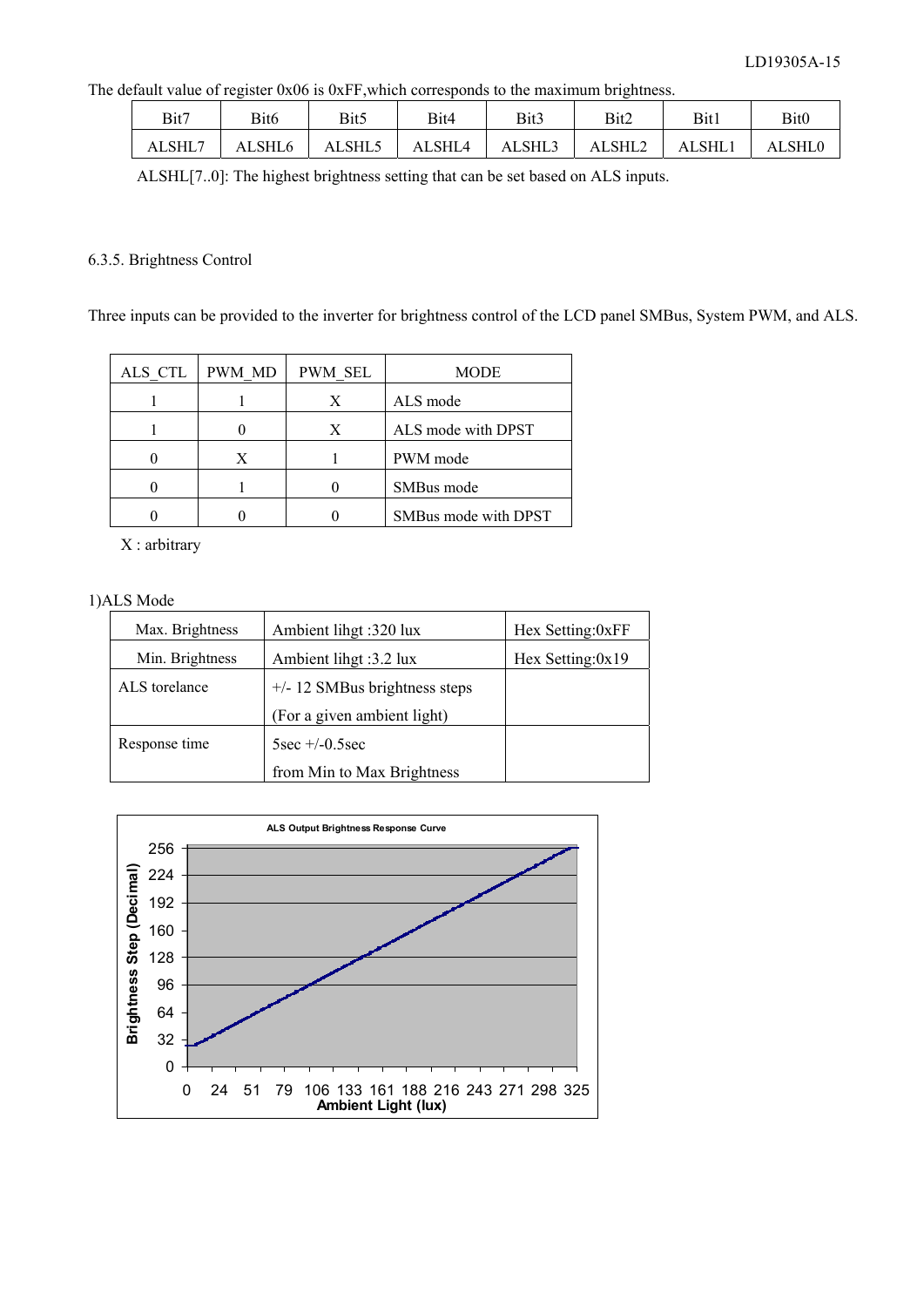The default value of register 0x06 is 0xFF,which corresponds to the maximum brightness.

| Bit7 | Bit6 | Bit5 | Bit4 | Bit3 | Bit2 | Bit1 | Bit0 |
|---|---|---|---|---|---|---|---|
| ALSHL7 | ALSHL6 | ALSHL5 | ALSHL4 | ALSHL3 | ALSHL2 | ALSHL1 | ALSHL0 |

ALSHL[7..0]: The highest brightness setting that can be set based on ALS inputs.

### 6.3.5. Brightness Control

Three inputs can be provided to the inverter for brightness control of the LCD panel SMBus, System PWM, and ALS.

| ALS_CTL | PWM_MD | PWM_SEL | MODE |
|---|---|---|---|
| 1 | 1 | X | ALS mode |
| 1 | 0 | X | ALS mode with DPST |
| 0 | X | 1 | PWM mode |
| 0 | 1 | 0 | SMBus mode |
| 0 | 0 | 0 | SMBus mode with DPST |

X : arbitrary

1)ALS Mode

| Max. Brightness | Ambient lihgt :320 lux | Hex Setting:0xFF |
|---|---|---|
| Min. Brightness | Ambient lihgt :3.2 lux | Hex Setting:0x19 |
| ALS torelance | +/- 12 SMBus brightness steps (For a given ambient light) | |
| Response time | 5sec +/-0.5sec from Min to Max Brightness | |

ALS Output Brightness Response Curve

Brightness Step (Decimal): 0, 32, 64, 96, 128, 160, 192, 224, 256

Ambient Light (lux): 0, 24, 51, 79, 106, 133, 161, 188, 216, 243, 271, 298, 325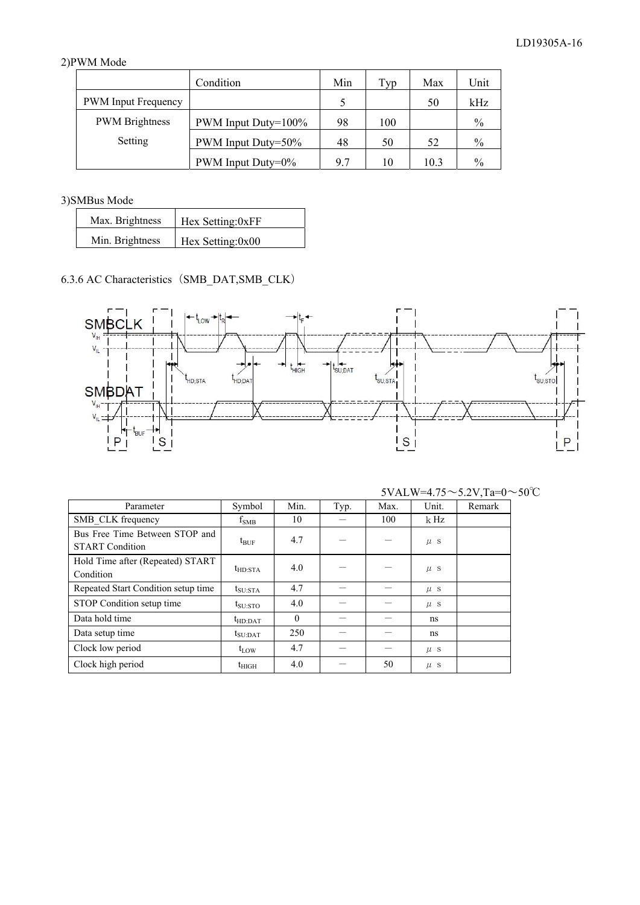2)PWM Mode

| | Condition | Min | Typ | Max | Unit |
|---|---|---|---|---|---|
| PWM Input Frequency | | 5 | | 50 | kHz |
| PWM Brightness Setting | PWM Input Duty=100% | 98 | 100 | | % |
| | PWM Input Duty=50% | 48 | 50 | 52 | % |
| | PWM Input Duty=0% | 9.7 | 10 | 10.3 | % |

3)SMBus Mode

| Max. Brightness | Hex Setting:0xFF |
|---|---|
| Min. Brightness | Hex Setting:0x00 |

6.3.6 AC Characteristics（SMB_DAT,SMB_CLK）

5VALW=4.75～5.2V,Ta=0～50℃

| Parameter | Symbol | Min. | Typ. | Max. | Unit. | Remark |
|---|---|---|---|---|---|---|
| SMB_CLK frequency | $f_{SMB}$ | 10 | － | 100 | kHz | |
| Bus Free Time Between STOP and START Condition | $t_{BUF}$ | 4.7 | － | － | μs | |
| Hold Time after (Repeated) START Condition | $t_{HD:STA}$ | 4.0 | － | － | μs | |
| Repeated Start Condition setup time | $t_{SU:STA}$ | 4.7 | － | － | μs | |
| STOP Condition setup time | $t_{SU:STO}$ | 4.0 | － | － | μs | |
| Data hold time | $t_{HD:DAT}$ | 0 | － | － | ns | |
| Data setup time | $t_{SU:DAT}$ | 250 | － | － | ns | |
| Clock low period | $t_{LOW}$ | 4.7 | － | － | μs | |
| Clock high period | $t_{HIGH}$ | 4.0 | － | 50 | μs | |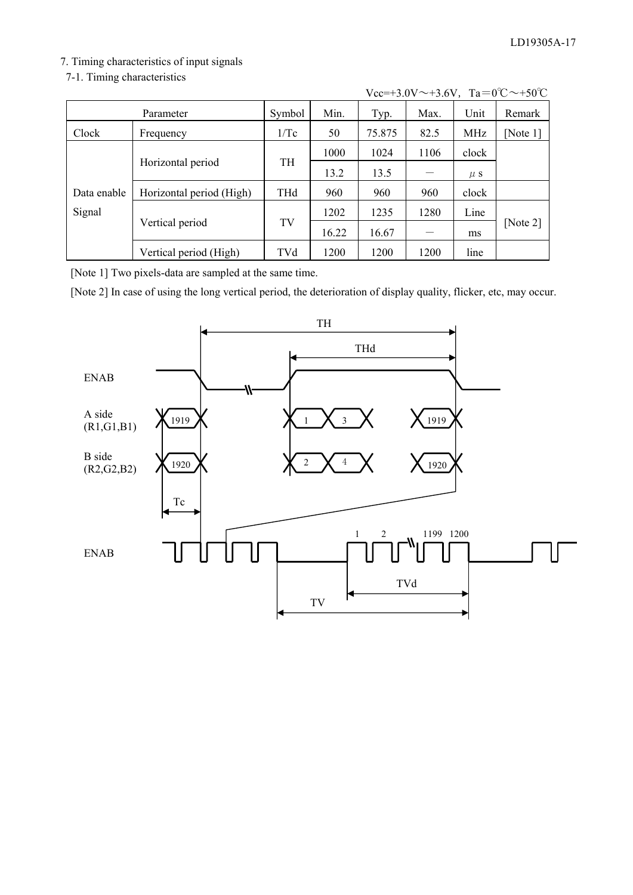## 7. Timing characteristics of input signals

### 7-1. Timing characteristics

Vcc=+3.0V～+3.6V, Ta＝0℃～+50℃

| Parameter | | Symbol | Min. | Typ. | Max. | Unit | Remark |
|---|---|---|---|---|---|---|---|
| Clock | Frequency | 1/Tc | 50 | 75.875 | 82.5 | MHz | [Note 1] |
| Data enable Signal | Horizontal period | TH | 1000 | 1024 | 1106 | clock | |
| | | | 13.2 | 13.5 | － | μs | |
| | Horizontal period (High) | THd | 960 | 960 | 960 | clock | |
| | Vertical period | TV | 1202 | 1235 | 1280 | Line | [Note 2] |
| | | | 16.22 | 16.67 | － | ms | |
| | Vertical period (High) | TVd | 1200 | 1200 | 1200 | line | |

[Note 1] Two pixels-data are sampled at the same time.

[Note 2] In case of using the long vertical period, the deterioration of display quality, flicker, etc, may occur.

TH

THd

ENAB

A side (R1,G1,B1) 1919 1 3 1919

B side (R2,G2,B2) 1920 2 4 1920

Tc

1 2 1199 1200

ENAB

TVd

TV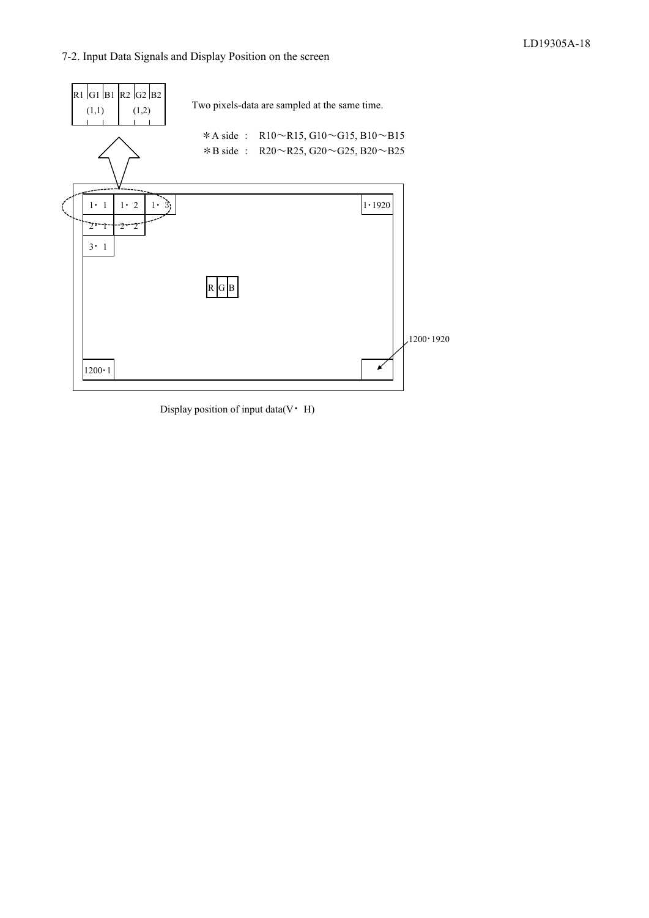## 7-2. Input Data Signals and Display Position on the screen

| R1 | G1 | B1 | R2 | G2 | B2 |
|---|---|---|---|---|---|
| (1,1) | | | (1,2) | | |

Two pixels-data are sampled at the same time.

＊A side ： R10～R15, G10～G15, B10～B15

＊B side ： R20～R25, G20～G25, B20～B25

| 1・1 | 1・2 | 1・3 | … | 1・1920 |
|---|---|---|---|---|
| 2・1 | 2・2 | | | |
| 3・1 | | | | |
| … | | R G B | | |
| 1200・1 | | | | 1200・1920 |

Display position of input data(V・H)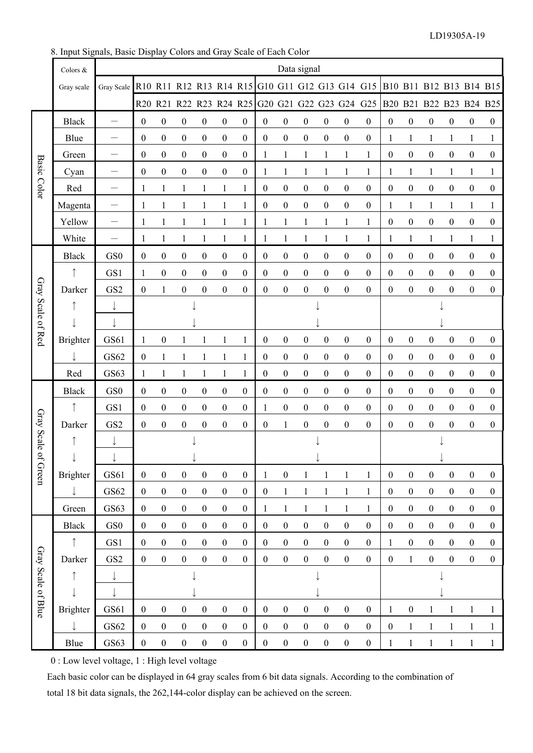## 8. Input Signals, Basic Display Colors and Gray Scale of Each Color

| | Colors & Gray scale | Data signal | | | | | | | | | | | | | | | | | | |
|---|---|---|---|---|---|---|---|---|---|---|---|---|---|---|---|---|---|---|---|---|
| | | Gray Scale | R10 R20 | R11 R21 | R12 R22 | R13 R23 | R14 R24 | R15 R25 | G10 G20 | G11 G21 | G12 G22 | G13 G23 | G14 G24 | G15 G25 | B10 B20 | B11 B21 | B12 B22 | B13 B23 | B14 B24 | B15 B25 |
| Basic Color | Black | － | 0 | 0 | 0 | 0 | 0 | 0 | 0 | 0 | 0 | 0 | 0 | 0 | 0 | 0 | 0 | 0 | 0 | 0 |
| | Blue | － | 0 | 0 | 0 | 0 | 0 | 0 | 0 | 0 | 0 | 0 | 0 | 0 | 1 | 1 | 1 | 1 | 1 | 1 |
| | Green | － | 0 | 0 | 0 | 0 | 0 | 0 | 1 | 1 | 1 | 1 | 1 | 1 | 0 | 0 | 0 | 0 | 0 | 0 |
| | Cyan | － | 0 | 0 | 0 | 0 | 0 | 0 | 1 | 1 | 1 | 1 | 1 | 1 | 1 | 1 | 1 | 1 | 1 | 1 |
| | Red | － | 1 | 1 | 1 | 1 | 1 | 1 | 0 | 0 | 0 | 0 | 0 | 0 | 0 | 0 | 0 | 0 | 0 | 0 |
| | Magenta | － | 1 | 1 | 1 | 1 | 1 | 1 | 0 | 0 | 0 | 0 | 0 | 0 | 1 | 1 | 1 | 1 | 1 | 1 |
| | Yellow | － | 1 | 1 | 1 | 1 | 1 | 1 | 1 | 1 | 1 | 1 | 1 | 1 | 0 | 0 | 0 | 0 | 0 | 0 |
| | White | － | 1 | 1 | 1 | 1 | 1 | 1 | 1 | 1 | 1 | 1 | 1 | 1 | 1 | 1 | 1 | 1 | 1 | 1 |
| Gray Scale of Red | Black | GS0 | 0 | 0 | 0 | 0 | 0 | 0 | 0 | 0 | 0 | 0 | 0 | 0 | 0 | 0 | 0 | 0 | 0 | 0 |
| | ↑ | GS1 | 1 | 0 | 0 | 0 | 0 | 0 | 0 | 0 | 0 | 0 | 0 | 0 | 0 | 0 | 0 | 0 | 0 | 0 |
| | Darker | GS2 | 0 | 1 | 0 | 0 | 0 | 0 | 0 | 0 | 0 | 0 | 0 | 0 | 0 | 0 | 0 | 0 | 0 | 0 |
| | ↑ | ↓ | | | ↓ | | | | | | | ↓ | | | | | | ↓ | | |
| | ↓ | ↓ | | | ↓ | | | | | | | ↓ | | | | | | ↓ | | |
| | Brighter | GS61 | 1 | 0 | 1 | 1 | 1 | 1 | 0 | 0 | 0 | 0 | 0 | 0 | 0 | 0 | 0 | 0 | 0 | 0 |
| | ↓ | GS62 | 0 | 1 | 1 | 1 | 1 | 1 | 0 | 0 | 0 | 0 | 0 | 0 | 0 | 0 | 0 | 0 | 0 | 0 |
| | Red | GS63 | 1 | 1 | 1 | 1 | 1 | 1 | 0 | 0 | 0 | 0 | 0 | 0 | 0 | 0 | 0 | 0 | 0 | 0 |
| Gray Scale of Green | Black | GS0 | 0 | 0 | 0 | 0 | 0 | 0 | 0 | 0 | 0 | 0 | 0 | 0 | 0 | 0 | 0 | 0 | 0 | 0 |
| | ↑ | GS1 | 0 | 0 | 0 | 0 | 0 | 0 | 1 | 0 | 0 | 0 | 0 | 0 | 0 | 0 | 0 | 0 | 0 | 0 |
| | Darker | GS2 | 0 | 0 | 0 | 0 | 0 | 0 | 0 | 1 | 0 | 0 | 0 | 0 | 0 | 0 | 0 | 0 | 0 | 0 |
| | ↑ | ↓ | | | ↓ | | | | | | | ↓ | | | | | | ↓ | | |
| | ↓ | ↓ | | | ↓ | | | | | | | ↓ | | | | | | ↓ | | |
| | Brighter | GS61 | 0 | 0 | 0 | 0 | 0 | 0 | 1 | 0 | 1 | 1 | 1 | 1 | 0 | 0 | 0 | 0 | 0 | 0 |
| | ↓ | GS62 | 0 | 0 | 0 | 0 | 0 | 0 | 0 | 1 | 1 | 1 | 1 | 1 | 0 | 0 | 0 | 0 | 0 | 0 |
| | Green | GS63 | 0 | 0 | 0 | 0 | 0 | 0 | 1 | 1 | 1 | 1 | 1 | 1 | 0 | 0 | 0 | 0 | 0 | 0 |
| Gray Scale of Blue | Black | GS0 | 0 | 0 | 0 | 0 | 0 | 0 | 0 | 0 | 0 | 0 | 0 | 0 | 0 | 0 | 0 | 0 | 0 | 0 |
| | ↑ | GS1 | 0 | 0 | 0 | 0 | 0 | 0 | 0 | 0 | 0 | 0 | 0 | 0 | 1 | 0 | 0 | 0 | 0 | 0 |
| | Darker | GS2 | 0 | 0 | 0 | 0 | 0 | 0 | 0 | 0 | 0 | 0 | 0 | 0 | 0 | 1 | 0 | 0 | 0 | 0 |
| | ↑ | ↓ | | | ↓ | | | | | | | ↓ | | | | | | ↓ | | |
| | ↓ | ↓ | | | ↓ | | | | | | | ↓ | | | | | | ↓ | | |
| | Brighter | GS61 | 0 | 0 | 0 | 0 | 0 | 0 | 0 | 0 | 0 | 0 | 0 | 0 | 1 | 0 | 1 | 1 | 1 | 1 |
| | ↓ | GS62 | 0 | 0 | 0 | 0 | 0 | 0 | 0 | 0 | 0 | 0 | 0 | 0 | 0 | 1 | 1 | 1 | 1 | 1 |
| | Blue | GS63 | 0 | 0 | 0 | 0 | 0 | 0 | 0 | 0 | 0 | 0 | 0 | 0 | 1 | 1 | 1 | 1 | 1 | 1 |

0 : Low level voltage, 1 : High level voltage

Each basic color can be displayed in 64 gray scales from 6 bit data signals. According to the combination of total 18 bit data signals, the 262,144-color display can be achieved on the screen.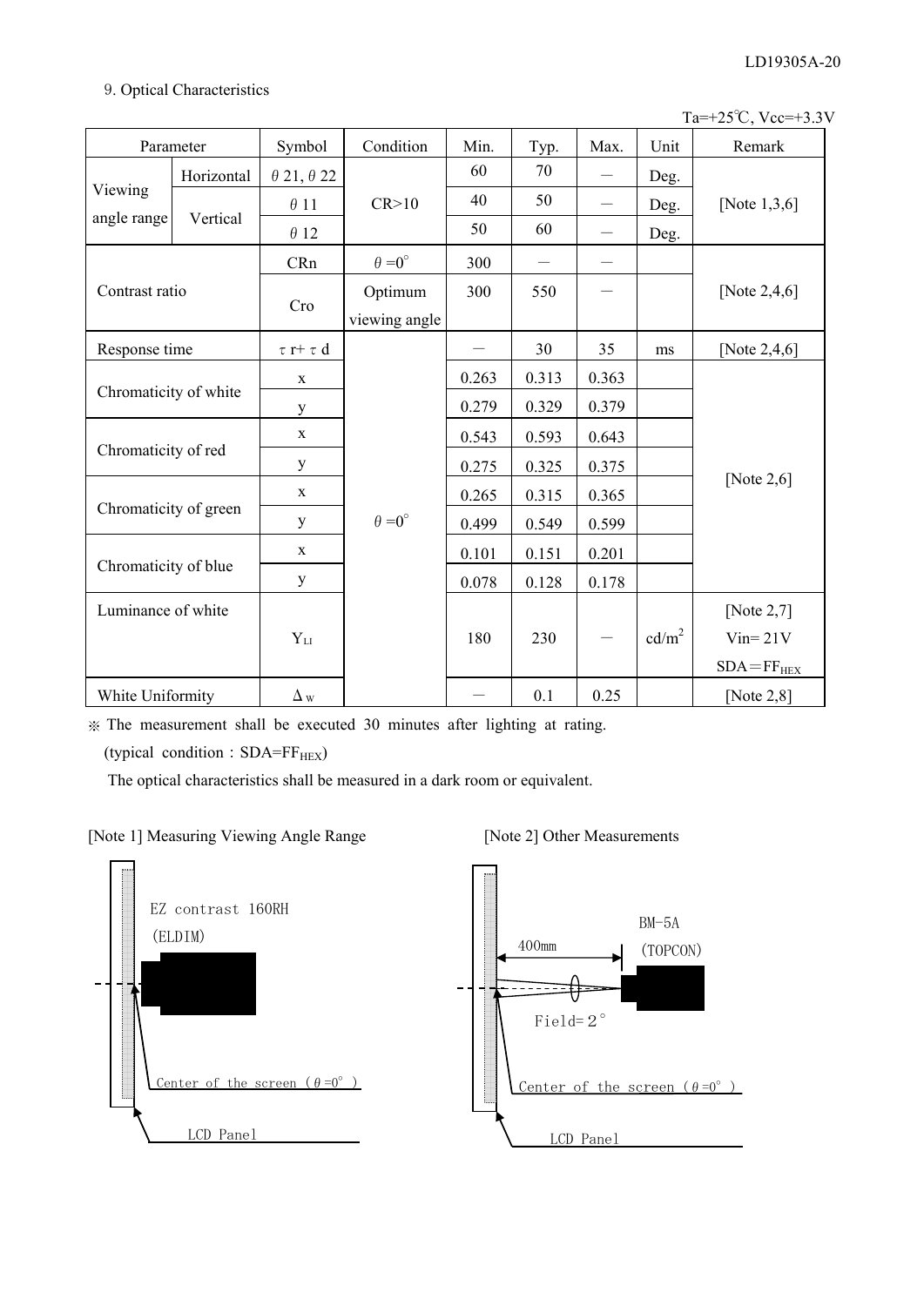9. Optical Characteristics

Ta=+25℃, Vcc=+3.3V

| Parameter | | Symbol | Condition | Min. | Typ. | Max. | Unit | Remark |
|---|---|---|---|---|---|---|---|---|
| Viewing angle range | Horizontal | θ21, θ22 | CR>10 | 60 | 70 | — | Deg. | [Note 1,3,6] |
| | Vertical | θ11 | | 40 | 50 | — | Deg. | |
| | | θ12 | | 50 | 60 | — | Deg. | |
| Contrast ratio | | CRn | θ=0° | 300 | — | — | | [Note 2,4,6] |
| | | Cro | Optimum viewing angle | 300 | 550 | — | | |
| Response time | | τr+τd | θ=0° | — | 30 | 35 | ms | [Note 2,4,6] |
| Chromaticity of white | | x | | 0.263 | 0.313 | 0.363 | | [Note 2,6] |
| | | y | | 0.279 | 0.329 | 0.379 | | |
| Chromaticity of red | | x | | 0.543 | 0.593 | 0.643 | | |
| | | y | | 0.275 | 0.325 | 0.375 | | |
| Chromaticity of green | | x | | 0.265 | 0.315 | 0.365 | | |
| | | y | | 0.499 | 0.549 | 0.599 | | |
| Chromaticity of blue | | x | | 0.101 | 0.151 | 0.201 | | |
| | | y | | 0.078 | 0.128 | 0.178 | | |
| Luminance of white | | $Y_{LI}$ | | 180 | 230 | — | cd/m² | [Note 2,7] Vin= 21V SDA＝$FF_{HEX}$ |
| White Uniformity | | $\Delta_W$ | | — | 0.1 | 0.25 | | [Note 2,8] |

※ The measurement shall be executed 30 minutes after lighting at rating.
(typical condition : SDA=$FF_{HEX}$)
The optical characteristics shall be measured in a dark room or equivalent.

[Note 1] Measuring Viewing Angle Range

EZ contrast 160RH (ELDIM)

Center of the screen (θ=0°)

LCD Panel

[Note 2] Other Measurements

BM-5A (TOPCON)

400mm

Field=2°

Center of the screen (θ=0°)

LCD Panel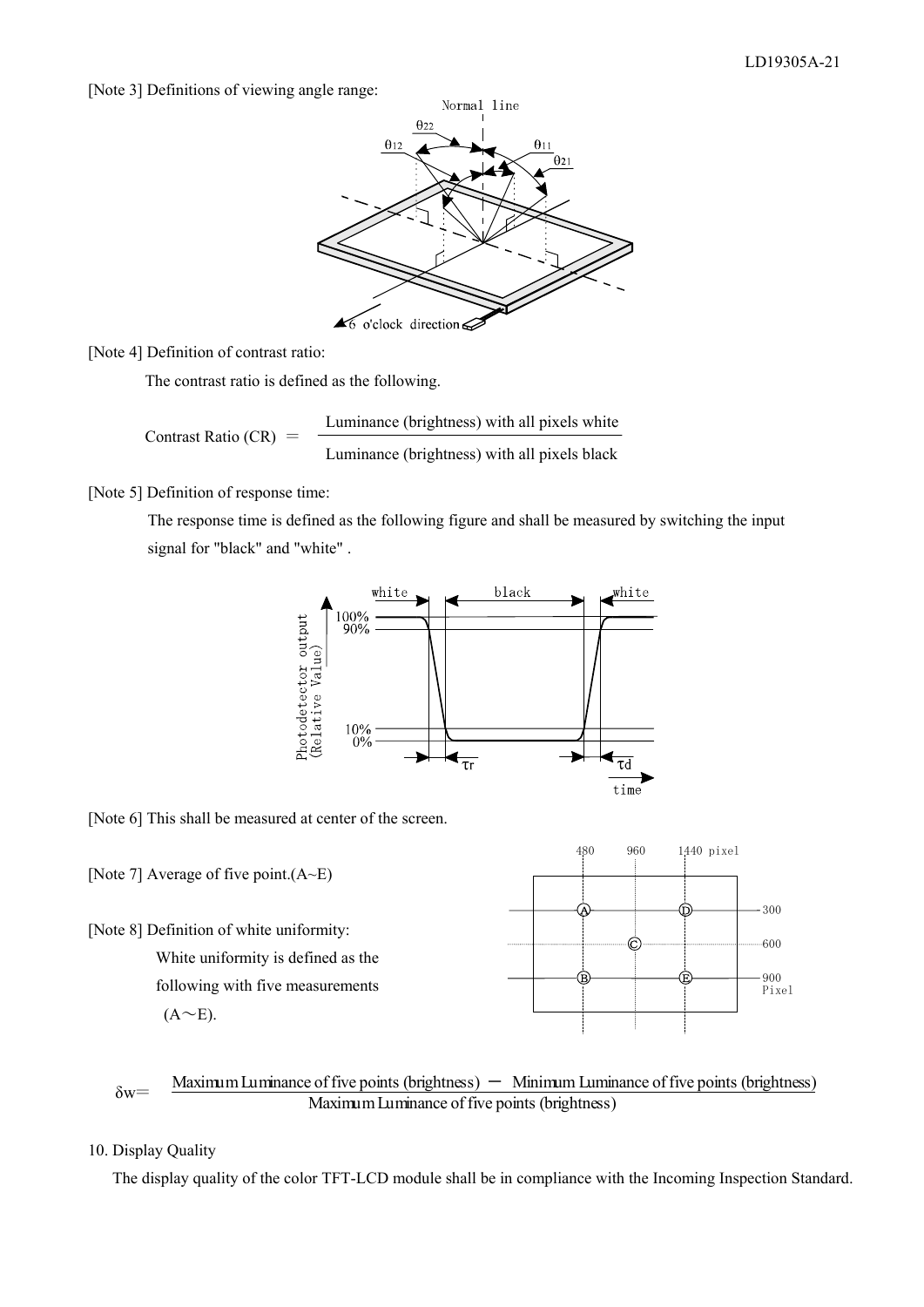[Note 3] Definitions of viewing angle range:

[Note 4] Definition of contrast ratio:

The contrast ratio is defined as the following.

$$\text{Contrast Ratio (CR)} = \frac{\text{Luminance (brightness) with all pixels white}}{\text{Luminance (brightness) with all pixels black}}$$

[Note 5] Definition of response time:

The response time is defined as the following figure and shall be measured by switching the input signal for "black" and "white" .

[Note 6] This shall be measured at center of the screen.

[Note 7] Average of five point.(A~E)

[Note 8] Definition of white uniformity:

White uniformity is defined as the following with five measurements (A～E).

$$\delta w = \frac{\text{Maximum Luminance of five points (brightness)} - \text{Minimum Luminance of five points (brightness)}}{\text{Maximum Luminance of five points (brightness)}}$$

10. Display Quality

The display quality of the color TFT-LCD module shall be in compliance with the Incoming Inspection Standard.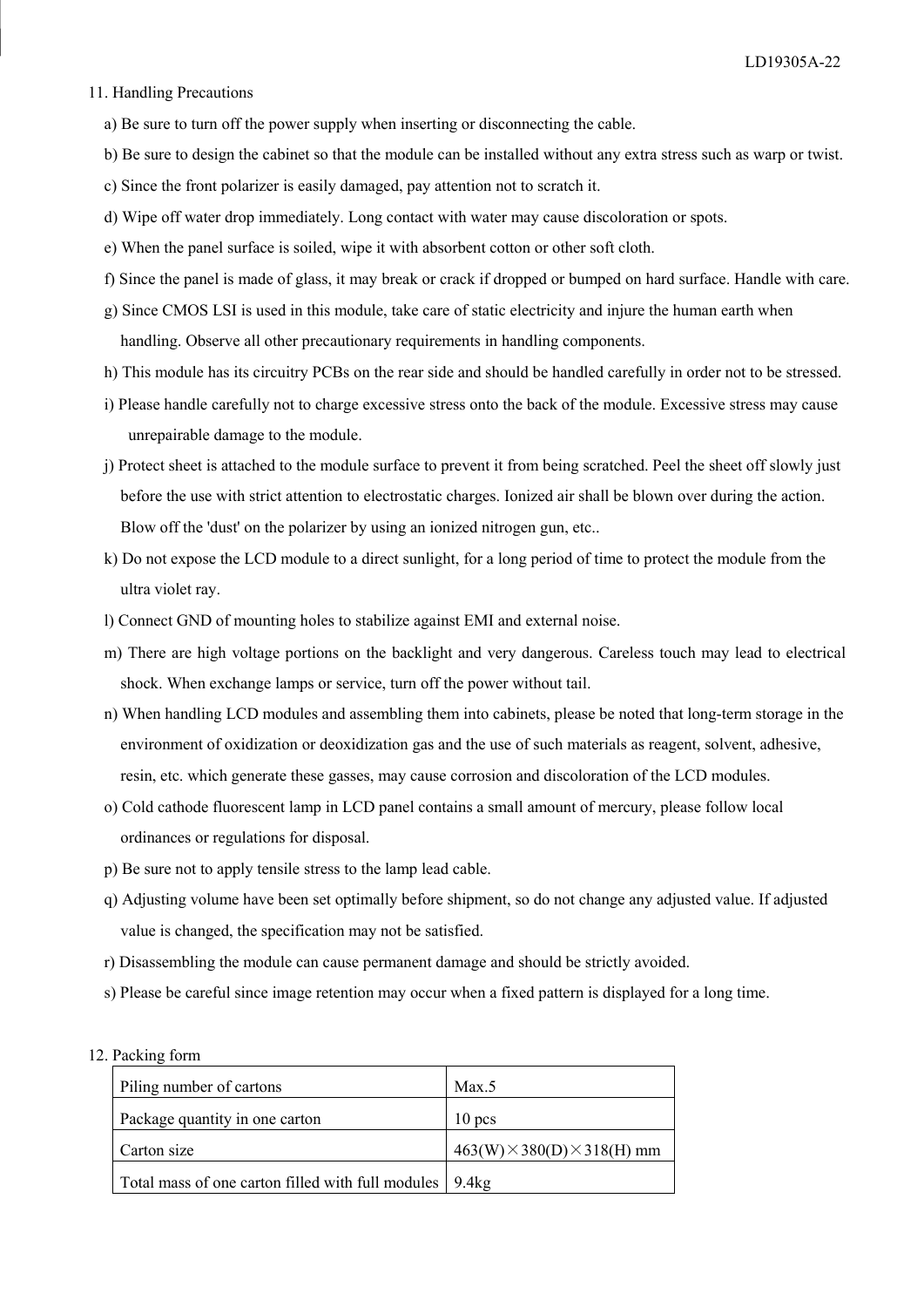## 11. Handling Precautions

a) Be sure to turn off the power supply when inserting or disconnecting the cable.

b) Be sure to design the cabinet so that the module can be installed without any extra stress such as warp or twist.

c) Since the front polarizer is easily damaged, pay attention not to scratch it.

d) Wipe off water drop immediately. Long contact with water may cause discoloration or spots.

e) When the panel surface is soiled, wipe it with absorbent cotton or other soft cloth.

f) Since the panel is made of glass, it may break or crack if dropped or bumped on hard surface. Handle with care.

g) Since CMOS LSI is used in this module, take care of static electricity and injure the human earth when handling. Observe all other precautionary requirements in handling components.

h) This module has its circuitry PCBs on the rear side and should be handled carefully in order not to be stressed.

i) Please handle carefully not to charge excessive stress onto the back of the module. Excessive stress may cause unrepairable damage to the module.

j) Protect sheet is attached to the module surface to prevent it from being scratched. Peel the sheet off slowly just before the use with strict attention to electrostatic charges. Ionized air shall be blown over during the action. Blow off the 'dust' on the polarizer by using an ionized nitrogen gun, etc..

k) Do not expose the LCD module to a direct sunlight, for a long period of time to protect the module from the ultra violet ray.

l) Connect GND of mounting holes to stabilize against EMI and external noise.

m) There are high voltage portions on the backlight and very dangerous. Careless touch may lead to electrical shock. When exchange lamps or service, turn off the power without tail.

n) When handling LCD modules and assembling them into cabinets, please be noted that long-term storage in the environment of oxidization or deoxidization gas and the use of such materials as reagent, solvent, adhesive, resin, etc. which generate these gasses, may cause corrosion and discoloration of the LCD modules.

o) Cold cathode fluorescent lamp in LCD panel contains a small amount of mercury, please follow local ordinances or regulations for disposal.

p) Be sure not to apply tensile stress to the lamp lead cable.

q) Adjusting volume have been set optimally before shipment, so do not change any adjusted value. If adjusted value is changed, the specification may not be satisfied.

r) Disassembling the module can cause permanent damage and should be strictly avoided.

s) Please be careful since image retention may occur when a fixed pattern is displayed for a long time.

## 12. Packing form

| Piling number of cartons | Max.5 |
|---|---|
| Package quantity in one carton | 10 pcs |
| Carton size | 463(W)×380(D)×318(H) mm |
| Total mass of one carton filled with full modules | 9.4kg |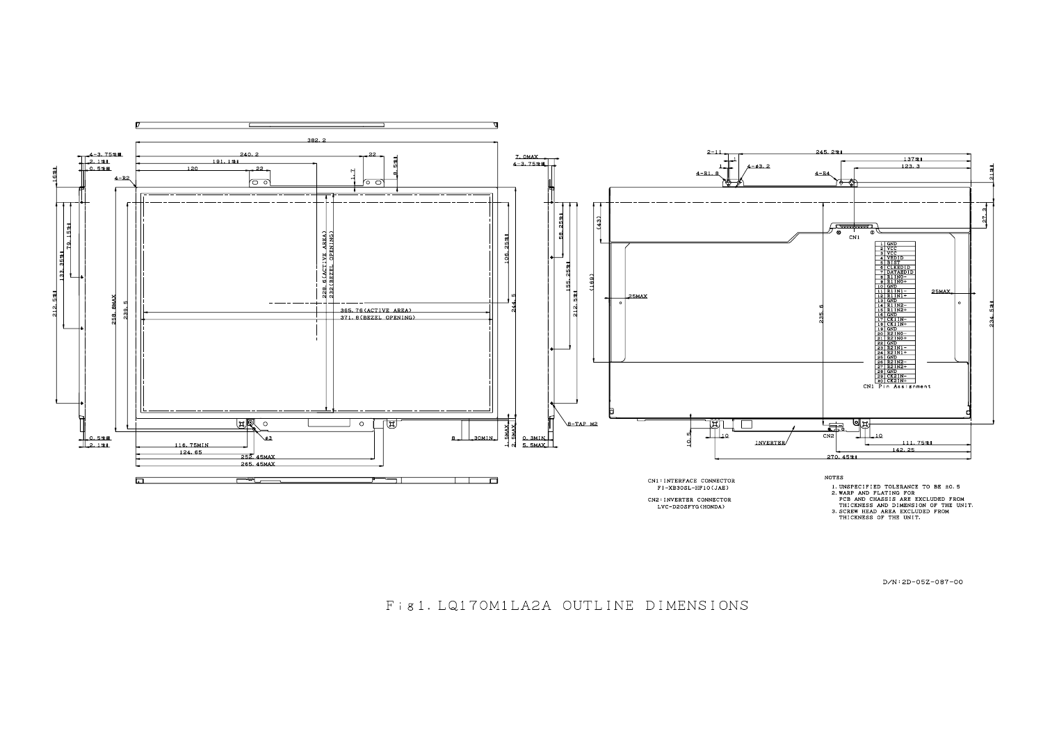CN1 Pin Assignment

| | |
|---|---|
| 1 | GND |
| 2 | VCC |
| 3 | VCC |
| 4 | VEDID |
| 5 | BIST |
| 6 | CLKEDID |
| 7 | DATAEDID |
| 8 | E1IN0- |
| 9 | E1IN0+ |
| 10 | GND |
| 11 | E1IN1- |
| 12 | E1IN1+ |
| 13 | GND |
| 14 | E1IN2- |
| 15 | E1IN2+ |
| 16 | GND |
| 17 | CK1IN- |
| 18 | CK1IN+ |
| 19 | GND |
| 20 | E2IN0- |
| 21 | E2IN0+ |
| 22 | GND |
| 23 | E2IN1- |
| 24 | E2IN1+ |
| 25 | GND |
| 26 | E2IN2- |
| 27 | E2IN2+ |
| 28 | GND |
| 29 | CK2IN- |
| 30 | CK2IN+ |

CN1: INTERFACE CONNECTOR
FI-XB30SL-HF10(JAE)

CN2: INVERTER CONNECTOR
LVC-D20SFYG(HONDA)

NOTES
1. UNSPECIFIED TOLERANCE TO BE ±0.5
2. WARP AND FLATING FOR PCB AND CHASSIS ARE EXCLUDED FROM THICKNESS AND DIMENSION OF THE UNIT.
3. SCREW HEAD AREA EXCLUDED FROM THICKNESS OF THE UNIT.

D/N: 2D-05Z-087-00

Fig1. LQ170M1LA2A OUTLINE DIMENSIONS